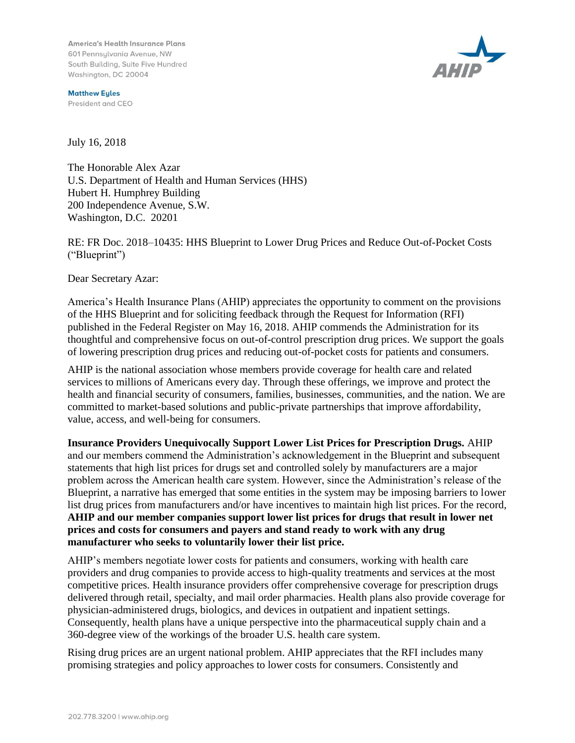America's Health Insurance Plans
601 Pennsylvania Avenue, NW
South Building, Suite Five Hundred
Washington, DC 20004

**Matthew Eyles**
President and CEO

July 16, 2018

The Honorable Alex Azar
U.S. Department of Health and Human Services (HHS)
Hubert H. Humphrey Building
200 Independence Avenue, S.W.
Washington, D.C. 20201

RE: FR Doc. 2018–10435: HHS Blueprint to Lower Drug Prices and Reduce Out-of-Pocket Costs ("Blueprint")

Dear Secretary Azar:

America's Health Insurance Plans (AHIP) appreciates the opportunity to comment on the provisions of the HHS Blueprint and for soliciting feedback through the Request for Information (RFI) published in the Federal Register on May 16, 2018. AHIP commends the Administration for its thoughtful and comprehensive focus on out-of-control prescription drug prices. We support the goals of lowering prescription drug prices and reducing out-of-pocket costs for patients and consumers.

AHIP is the national association whose members provide coverage for health care and related services to millions of Americans every day. Through these offerings, we improve and protect the health and financial security of consumers, families, businesses, communities, and the nation. We are committed to market-based solutions and public-private partnerships that improve affordability, value, access, and well-being for consumers.

**Insurance Providers Unequivocally Support Lower List Prices for Prescription Drugs.** AHIP and our members commend the Administration's acknowledgement in the Blueprint and subsequent statements that high list prices for drugs set and controlled solely by manufacturers are a major problem across the American health care system. However, since the Administration's release of the Blueprint, a narrative has emerged that some entities in the system may be imposing barriers to lower list drug prices from manufacturers and/or have incentives to maintain high list prices. For the record, **AHIP and our member companies support lower list prices for drugs that result in lower net prices and costs for consumers and payers and stand ready to work with any drug manufacturer who seeks to voluntarily lower their list price.**

AHIP's members negotiate lower costs for patients and consumers, working with health care providers and drug companies to provide access to high-quality treatments and services at the most competitive prices. Health insurance providers offer comprehensive coverage for prescription drugs delivered through retail, specialty, and mail order pharmacies. Health plans also provide coverage for physician-administered drugs, biologics, and devices in outpatient and inpatient settings. Consequently, health plans have a unique perspective into the pharmaceutical supply chain and a 360-degree view of the workings of the broader U.S. health care system.

Rising drug prices are an urgent national problem. AHIP appreciates that the RFI includes many promising strategies and policy approaches to lower costs for consumers. Consistently and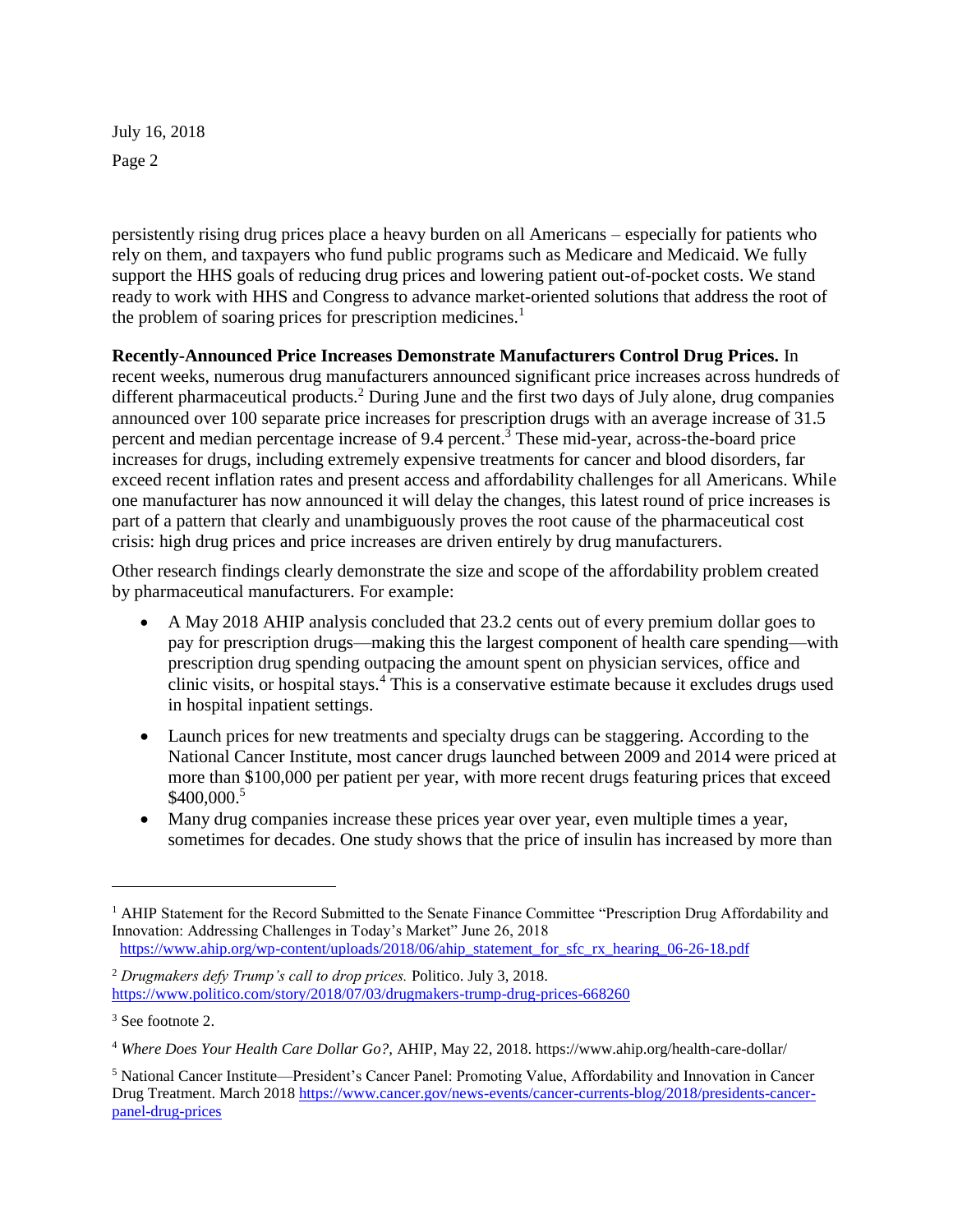persistently rising drug prices place a heavy burden on all Americans – especially for patients who rely on them, and taxpayers who fund public programs such as Medicare and Medicaid. We fully support the HHS goals of reducing drug prices and lowering patient out-of-pocket costs. We stand ready to work with HHS and Congress to advance market-oriented solutions that address the root of the problem of soaring prices for prescription medicines.[1]

**Recently-Announced Price Increases Demonstrate Manufacturers Control Drug Prices.** In recent weeks, numerous drug manufacturers announced significant price increases across hundreds of different pharmaceutical products.[2] During June and the first two days of July alone, drug companies announced over 100 separate price increases for prescription drugs with an average increase of 31.5 percent and median percentage increase of 9.4 percent.[3] These mid-year, across-the-board price increases for drugs, including extremely expensive treatments for cancer and blood disorders, far exceed recent inflation rates and present access and affordability challenges for all Americans. While one manufacturer has now announced it will delay the changes, this latest round of price increases is part of a pattern that clearly and unambiguously proves the root cause of the pharmaceutical cost crisis: high drug prices and price increases are driven entirely by drug manufacturers.

Other research findings clearly demonstrate the size and scope of the affordability problem created by pharmaceutical manufacturers. For example:

- A May 2018 AHIP analysis concluded that 23.2 cents out of every premium dollar goes to pay for prescription drugs—making this the largest component of health care spending—with prescription drug spending outpacing the amount spent on physician services, office and clinic visits, or hospital stays.[4] This is a conservative estimate because it excludes drugs used in hospital inpatient settings.
- Launch prices for new treatments and specialty drugs can be staggering. According to the National Cancer Institute, most cancer drugs launched between 2009 and 2014 were priced at more than $100,000 per patient per year, with more recent drugs featuring prices that exceed $400,000.[5]
- Many drug companies increase these prices year over year, even multiple times a year, sometimes for decades. One study shows that the price of insulin has increased by more than

---

[1] AHIP Statement for the Record Submitted to the Senate Finance Committee "Prescription Drug Affordability and Innovation: Addressing Challenges in Today's Market" June 26, 2018 https://www.ahip.org/wp-content/uploads/2018/06/ahip_statement_for_sfc_rx_hearing_06-26-18.pdf

[2] *Drugmakers defy Trump's call to drop prices.* Politico. July 3, 2018. https://www.politico.com/story/2018/07/03/drugmakers-trump-drug-prices-668260

[3] See footnote 2.

[4] *Where Does Your Health Care Dollar Go?,* AHIP, May 22, 2018. https://www.ahip.org/health-care-dollar/

[5] National Cancer Institute—President's Cancer Panel: Promoting Value, Affordability and Innovation in Cancer Drug Treatment. March 2018 https://www.cancer.gov/news-events/cancer-currents-blog/2018/presidents-cancer-panel-drug-prices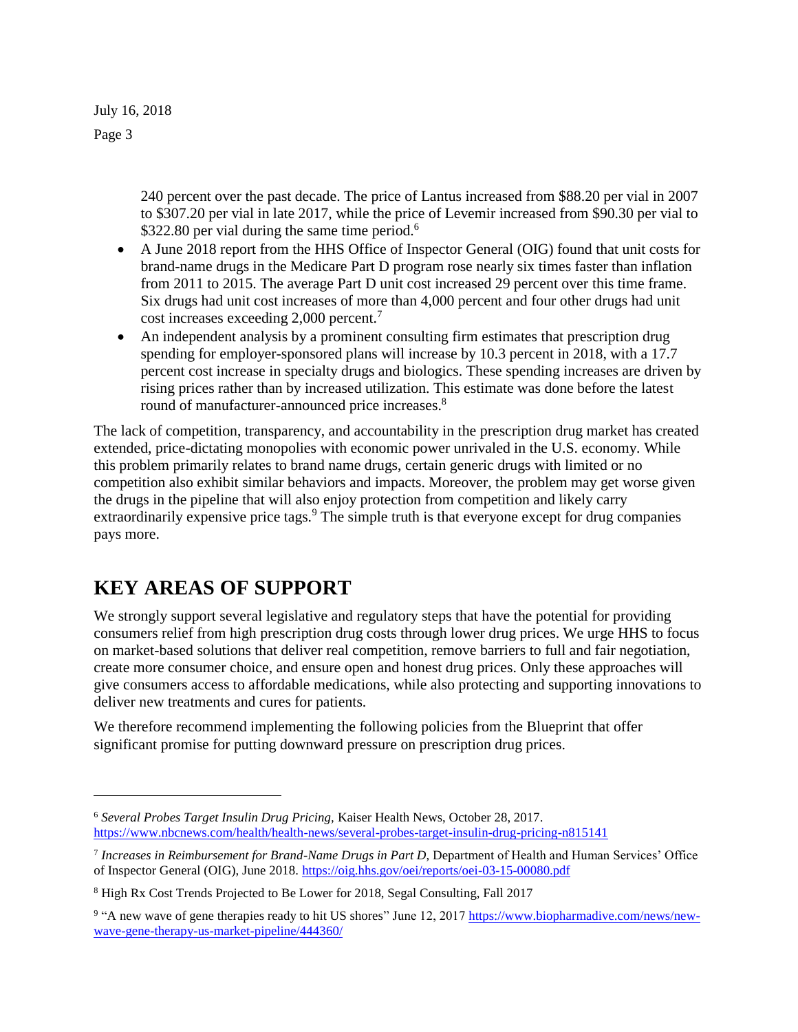240 percent over the past decade. The price of Lantus increased from $88.20 per vial in 2007 to $307.20 per vial in late 2017, while the price of Levemir increased from $90.30 per vial to $322.80 per vial during the same time period.[6]

- A June 2018 report from the HHS Office of Inspector General (OIG) found that unit costs for brand-name drugs in the Medicare Part D program rose nearly six times faster than inflation from 2011 to 2015. The average Part D unit cost increased 29 percent over this time frame. Six drugs had unit cost increases of more than 4,000 percent and four other drugs had unit cost increases exceeding 2,000 percent.[7]
- An independent analysis by a prominent consulting firm estimates that prescription drug spending for employer-sponsored plans will increase by 10.3 percent in 2018, with a 17.7 percent cost increase in specialty drugs and biologics. These spending increases are driven by rising prices rather than by increased utilization. This estimate was done before the latest round of manufacturer-announced price increases.[8]

The lack of competition, transparency, and accountability in the prescription drug market has created extended, price-dictating monopolies with economic power unrivaled in the U.S. economy. While this problem primarily relates to brand name drugs, certain generic drugs with limited or no competition also exhibit similar behaviors and impacts. Moreover, the problem may get worse given the drugs in the pipeline that will also enjoy protection from competition and likely carry extraordinarily expensive price tags.[9] The simple truth is that everyone except for drug companies pays more.

# KEY AREAS OF SUPPORT

We strongly support several legislative and regulatory steps that have the potential for providing consumers relief from high prescription drug costs through lower drug prices. We urge HHS to focus on market-based solutions that deliver real competition, remove barriers to full and fair negotiation, create more consumer choice, and ensure open and honest drug prices. Only these approaches will give consumers access to affordable medications, while also protecting and supporting innovations to deliver new treatments and cures for patients.

We therefore recommend implementing the following policies from the Blueprint that offer significant promise for putting downward pressure on prescription drug prices.

---

[6] *Several Probes Target Insulin Drug Pricing,* Kaiser Health News, October 28, 2017. https://www.nbcnews.com/health/health-news/several-probes-target-insulin-drug-pricing-n815141

[7] *Increases in Reimbursement for Brand-Name Drugs in Part D*, Department of Health and Human Services' Office of Inspector General (OIG), June 2018. https://oig.hhs.gov/oei/reports/oei-03-15-00080.pdf

[8] High Rx Cost Trends Projected to Be Lower for 2018, Segal Consulting, Fall 2017

[9] "A new wave of gene therapies ready to hit US shores" June 12, 2017 https://www.biopharmadive.com/news/new-wave-gene-therapy-us-market-pipeline/444360/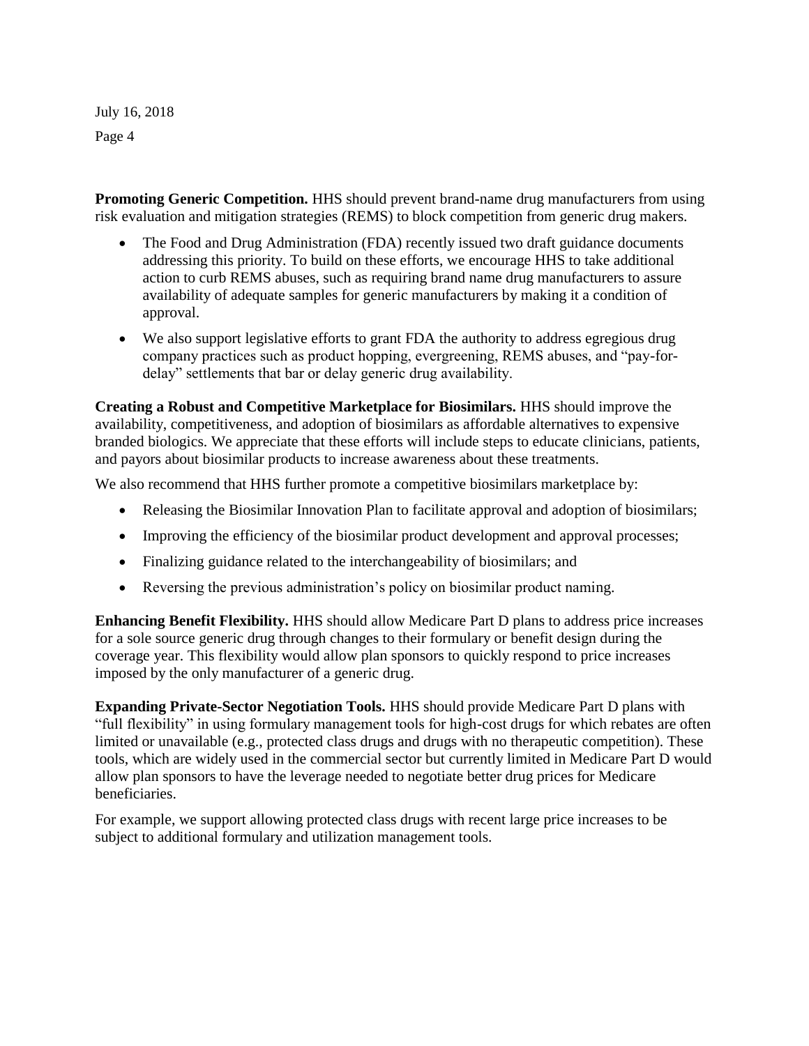**Promoting Generic Competition.** HHS should prevent brand-name drug manufacturers from using risk evaluation and mitigation strategies (REMS) to block competition from generic drug makers.

- The Food and Drug Administration (FDA) recently issued two draft guidance documents addressing this priority. To build on these efforts, we encourage HHS to take additional action to curb REMS abuses, such as requiring brand name drug manufacturers to assure availability of adequate samples for generic manufacturers by making it a condition of approval.
- We also support legislative efforts to grant FDA the authority to address egregious drug company practices such as product hopping, evergreening, REMS abuses, and "pay-for-delay" settlements that bar or delay generic drug availability.

**Creating a Robust and Competitive Marketplace for Biosimilars.** HHS should improve the availability, competitiveness, and adoption of biosimilars as affordable alternatives to expensive branded biologics. We appreciate that these efforts will include steps to educate clinicians, patients, and payors about biosimilar products to increase awareness about these treatments.

We also recommend that HHS further promote a competitive biosimilars marketplace by:

- Releasing the Biosimilar Innovation Plan to facilitate approval and adoption of biosimilars;
- Improving the efficiency of the biosimilar product development and approval processes;
- Finalizing guidance related to the interchangeability of biosimilars; and
- Reversing the previous administration's policy on biosimilar product naming.

**Enhancing Benefit Flexibility.** HHS should allow Medicare Part D plans to address price increases for a sole source generic drug through changes to their formulary or benefit design during the coverage year. This flexibility would allow plan sponsors to quickly respond to price increases imposed by the only manufacturer of a generic drug.

**Expanding Private-Sector Negotiation Tools.** HHS should provide Medicare Part D plans with "full flexibility" in using formulary management tools for high-cost drugs for which rebates are often limited or unavailable (e.g., protected class drugs and drugs with no therapeutic competition). These tools, which are widely used in the commercial sector but currently limited in Medicare Part D would allow plan sponsors to have the leverage needed to negotiate better drug prices for Medicare beneficiaries.

For example, we support allowing protected class drugs with recent large price increases to be subject to additional formulary and utilization management tools.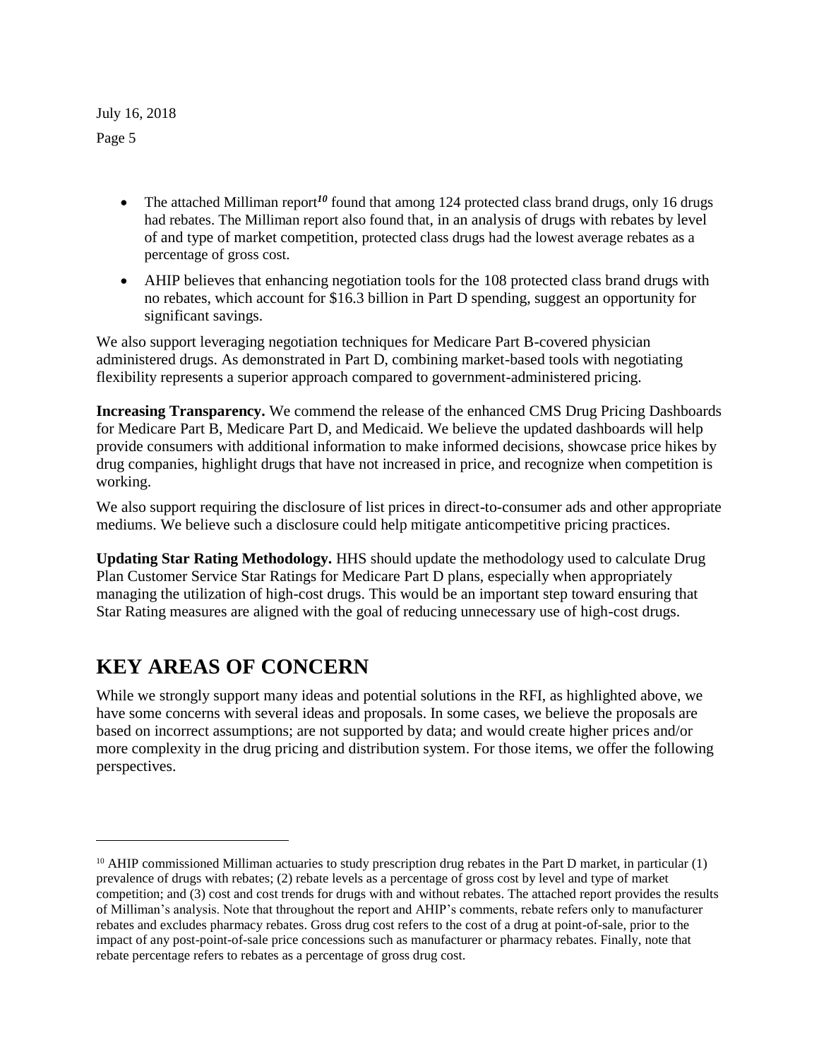- The attached Milliman report[10] found that among 124 protected class brand drugs, only 16 drugs had rebates. The Milliman report also found that, in an analysis of drugs with rebates by level of and type of market competition, protected class drugs had the lowest average rebates as a percentage of gross cost.
- AHIP believes that enhancing negotiation tools for the 108 protected class brand drugs with no rebates, which account for $16.3 billion in Part D spending, suggest an opportunity for significant savings.

We also support leveraging negotiation techniques for Medicare Part B-covered physician administered drugs. As demonstrated in Part D, combining market-based tools with negotiating flexibility represents a superior approach compared to government-administered pricing.

**Increasing Transparency.** We commend the release of the enhanced CMS Drug Pricing Dashboards for Medicare Part B, Medicare Part D, and Medicaid. We believe the updated dashboards will help provide consumers with additional information to make informed decisions, showcase price hikes by drug companies, highlight drugs that have not increased in price, and recognize when competition is working.

We also support requiring the disclosure of list prices in direct-to-consumer ads and other appropriate mediums. We believe such a disclosure could help mitigate anticompetitive pricing practices.

**Updating Star Rating Methodology.** HHS should update the methodology used to calculate Drug Plan Customer Service Star Ratings for Medicare Part D plans, especially when appropriately managing the utilization of high-cost drugs. This would be an important step toward ensuring that Star Rating measures are aligned with the goal of reducing unnecessary use of high-cost drugs.

# KEY AREAS OF CONCERN

While we strongly support many ideas and potential solutions in the RFI, as highlighted above, we have some concerns with several ideas and proposals. In some cases, we believe the proposals are based on incorrect assumptions; are not supported by data; and would create higher prices and/or more complexity in the drug pricing and distribution system. For those items, we offer the following perspectives.

---

[10] AHIP commissioned Milliman actuaries to study prescription drug rebates in the Part D market, in particular (1) prevalence of drugs with rebates; (2) rebate levels as a percentage of gross cost by level and type of market competition; and (3) cost and cost trends for drugs with and without rebates. The attached report provides the results of Milliman's analysis. Note that throughout the report and AHIP's comments, rebate refers only to manufacturer rebates and excludes pharmacy rebates. Gross drug cost refers to the cost of a drug at point-of-sale, prior to the impact of any post-point-of-sale price concessions such as manufacturer or pharmacy rebates. Finally, note that rebate percentage refers to rebates as a percentage of gross drug cost.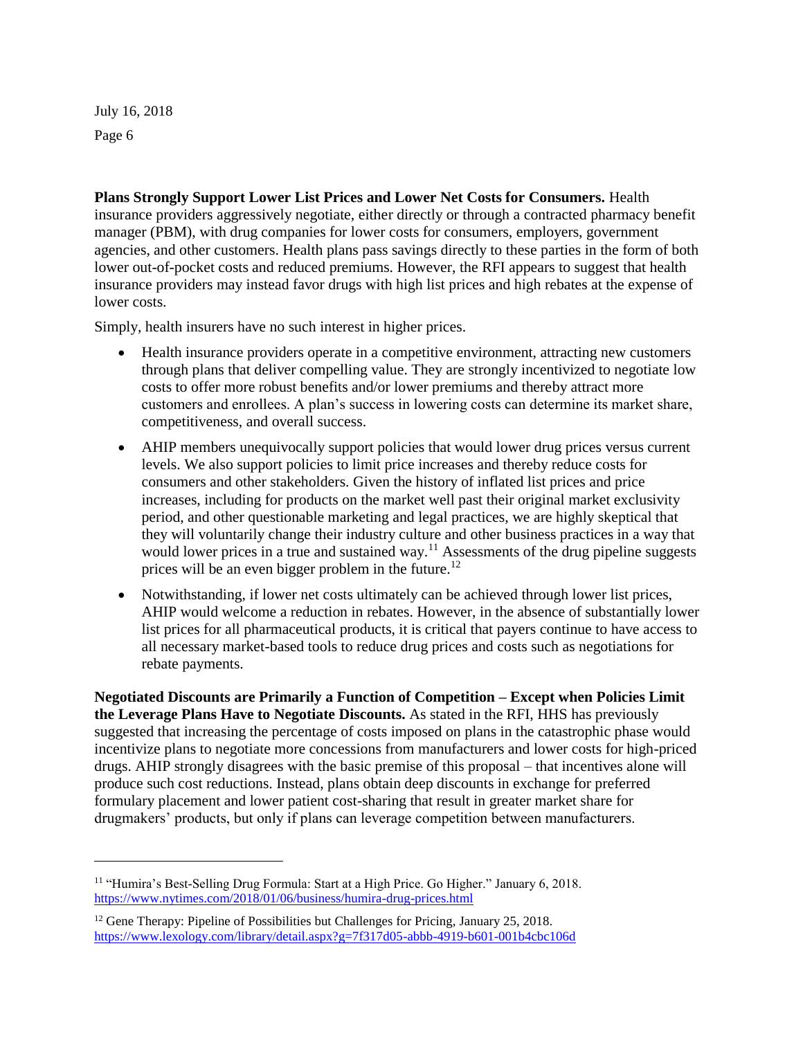**Plans Strongly Support Lower List Prices and Lower Net Costs for Consumers.** Health insurance providers aggressively negotiate, either directly or through a contracted pharmacy benefit manager (PBM), with drug companies for lower costs for consumers, employers, government agencies, and other customers. Health plans pass savings directly to these parties in the form of both lower out-of-pocket costs and reduced premiums. However, the RFI appears to suggest that health insurance providers may instead favor drugs with high list prices and high rebates at the expense of lower costs.

Simply, health insurers have no such interest in higher prices.

- Health insurance providers operate in a competitive environment, attracting new customers through plans that deliver compelling value. They are strongly incentivized to negotiate low costs to offer more robust benefits and/or lower premiums and thereby attract more customers and enrollees. A plan's success in lowering costs can determine its market share, competitiveness, and overall success.
- AHIP members unequivocally support policies that would lower drug prices versus current levels. We also support policies to limit price increases and thereby reduce costs for consumers and other stakeholders. Given the history of inflated list prices and price increases, including for products on the market well past their original market exclusivity period, and other questionable marketing and legal practices, we are highly skeptical that they will voluntarily change their industry culture and other business practices in a way that would lower prices in a true and sustained way.[11] Assessments of the drug pipeline suggests prices will be an even bigger problem in the future.[12]
- Notwithstanding, if lower net costs ultimately can be achieved through lower list prices, AHIP would welcome a reduction in rebates. However, in the absence of substantially lower list prices for all pharmaceutical products, it is critical that payers continue to have access to all necessary market-based tools to reduce drug prices and costs such as negotiations for rebate payments.

**Negotiated Discounts are Primarily a Function of Competition – Except when Policies Limit the Leverage Plans Have to Negotiate Discounts.** As stated in the RFI, HHS has previously suggested that increasing the percentage of costs imposed on plans in the catastrophic phase would incentivize plans to negotiate more concessions from manufacturers and lower costs for high-priced drugs. AHIP strongly disagrees with the basic premise of this proposal – that incentives alone will produce such cost reductions. Instead, plans obtain deep discounts in exchange for preferred formulary placement and lower patient cost-sharing that result in greater market share for drugmakers' products, but only if plans can leverage competition between manufacturers.

---

[11] "Humira's Best-Selling Drug Formula: Start at a High Price. Go Higher." January 6, 2018. https://www.nytimes.com/2018/01/06/business/humira-drug-prices.html

[12] Gene Therapy: Pipeline of Possibilities but Challenges for Pricing, January 25, 2018. https://www.lexology.com/library/detail.aspx?g=7f317d05-abbb-4919-b601-001b4cbc106d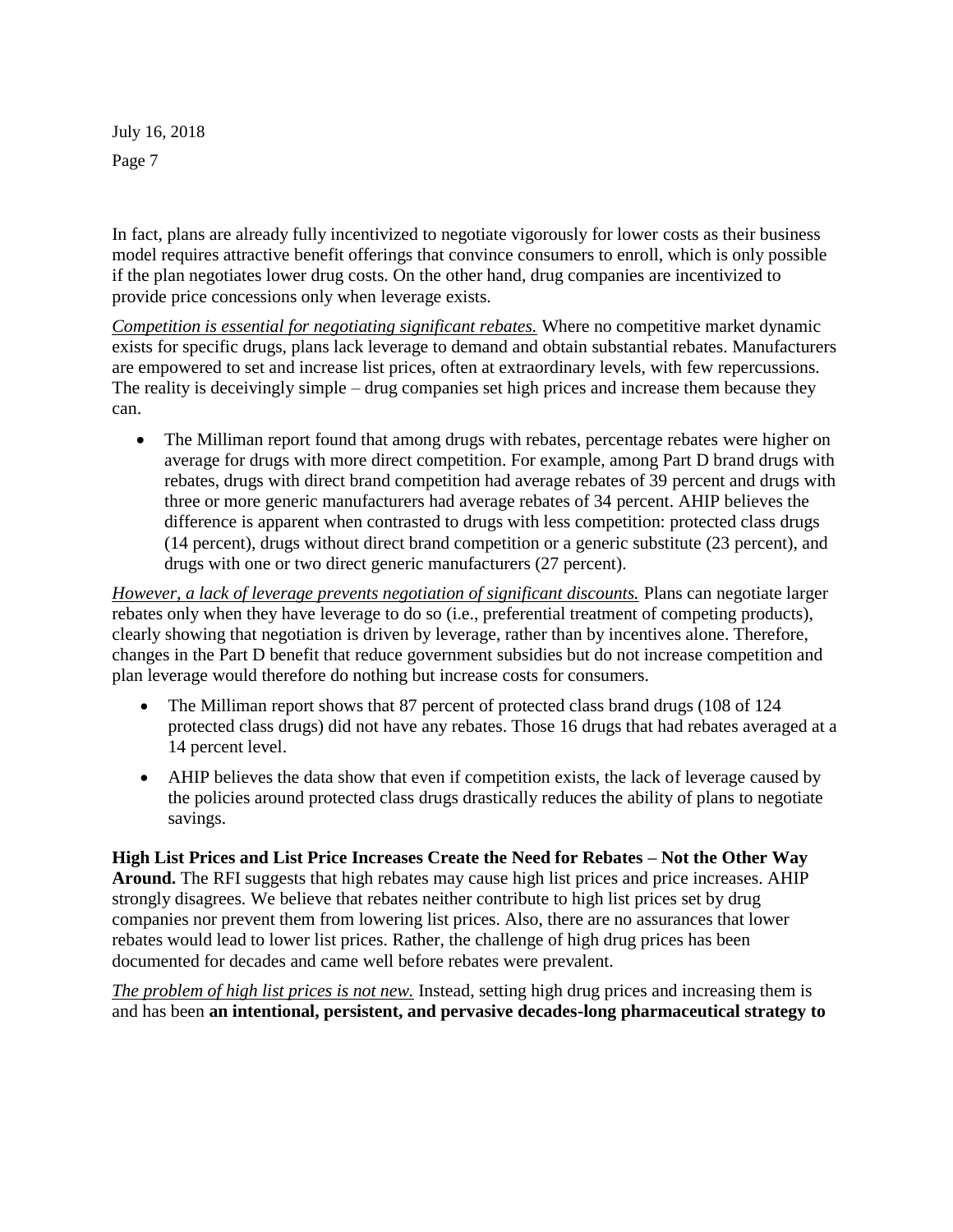In fact, plans are already fully incentivized to negotiate vigorously for lower costs as their business model requires attractive benefit offerings that convince consumers to enroll, which is only possible if the plan negotiates lower drug costs. On the other hand, drug companies are incentivized to provide price concessions only when leverage exists.

*Competition is essential for negotiating significant rebates.* Where no competitive market dynamic exists for specific drugs, plans lack leverage to demand and obtain substantial rebates. Manufacturers are empowered to set and increase list prices, often at extraordinary levels, with few repercussions. The reality is deceivingly simple – drug companies set high prices and increase them because they can.

- The Milliman report found that among drugs with rebates, percentage rebates were higher on average for drugs with more direct competition. For example, among Part D brand drugs with rebates, drugs with direct brand competition had average rebates of 39 percent and drugs with three or more generic manufacturers had average rebates of 34 percent. AHIP believes the difference is apparent when contrasted to drugs with less competition: protected class drugs (14 percent), drugs without direct brand competition or a generic substitute (23 percent), and drugs with one or two direct generic manufacturers (27 percent).

*However, a lack of leverage prevents negotiation of significant discounts.* Plans can negotiate larger rebates only when they have leverage to do so (i.e., preferential treatment of competing products), clearly showing that negotiation is driven by leverage, rather than by incentives alone. Therefore, changes in the Part D benefit that reduce government subsidies but do not increase competition and plan leverage would therefore do nothing but increase costs for consumers.

- The Milliman report shows that 87 percent of protected class brand drugs (108 of 124 protected class drugs) did not have any rebates. Those 16 drugs that had rebates averaged at a 14 percent level.
- AHIP believes the data show that even if competition exists, the lack of leverage caused by the policies around protected class drugs drastically reduces the ability of plans to negotiate savings.

**High List Prices and List Price Increases Create the Need for Rebates – Not the Other Way Around.** The RFI suggests that high rebates may cause high list prices and price increases. AHIP strongly disagrees. We believe that rebates neither contribute to high list prices set by drug companies nor prevent them from lowering list prices. Also, there are no assurances that lower rebates would lead to lower list prices. Rather, the challenge of high drug prices has been documented for decades and came well before rebates were prevalent.

*The problem of high list prices is not new.* Instead, setting high drug prices and increasing them is and has been **an intentional, persistent, and pervasive decades-long pharmaceutical strategy to**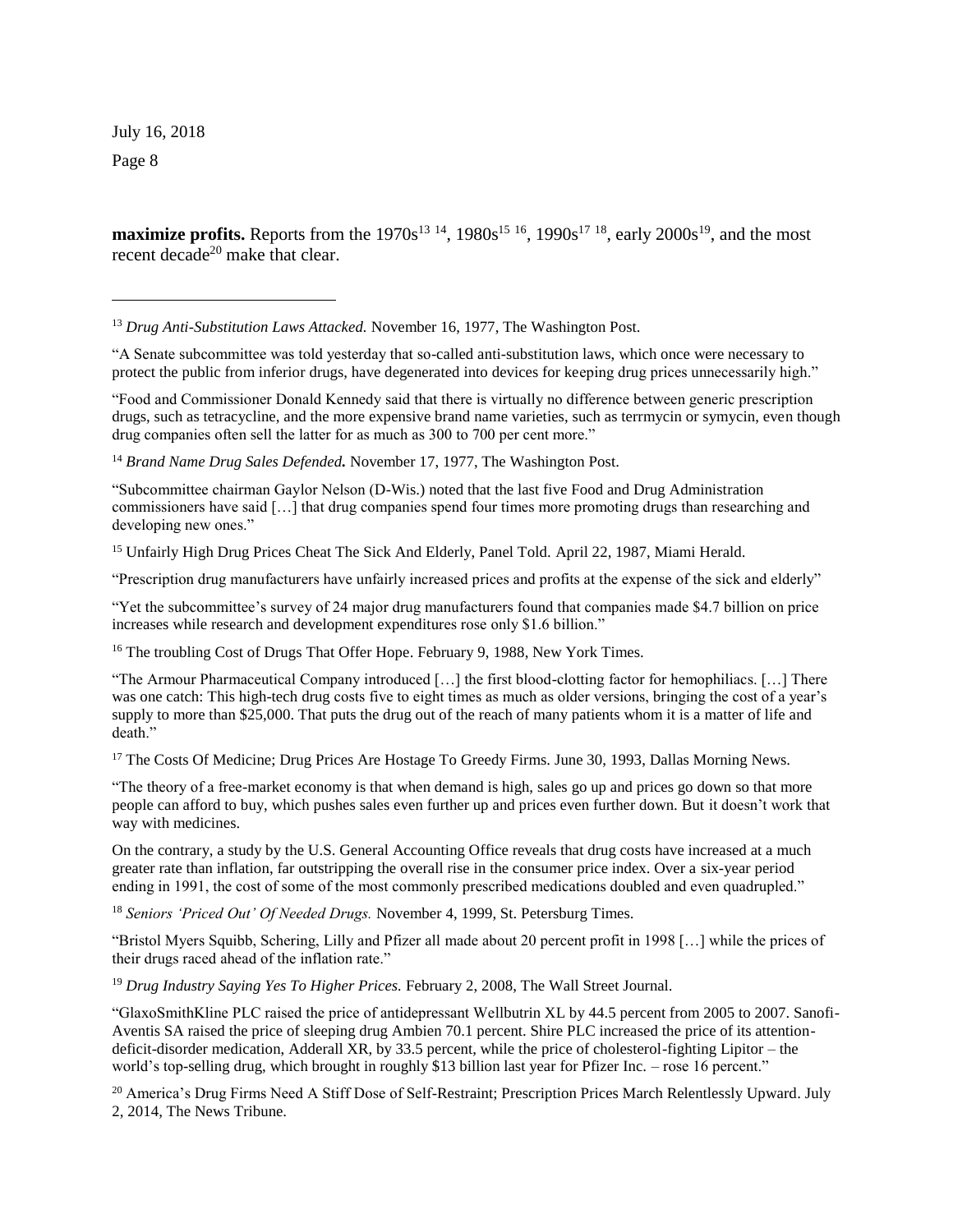**maximize profits.** Reports from the 1970s[13] [14], 1980s[15] [16], 1990s[17] [18], early 2000s[19], and the most recent decade[20] make that clear.

---

[13] *Drug Anti-Substitution Laws Attacked.* November 16, 1977, The Washington Post.

"A Senate subcommittee was told yesterday that so-called anti-substitution laws, which once were necessary to protect the public from inferior drugs, have degenerated into devices for keeping drug prices unnecessarily high."

"Food and Commissioner Donald Kennedy said that there is virtually no difference between generic prescription drugs, such as tetracycline, and the more expensive brand name varieties, such as terrmycin or symycin, even though drug companies often sell the latter for as much as 300 to 700 per cent more."

[14] *Brand Name Drug Sales Defended.* November 17, 1977, The Washington Post.

"Subcommittee chairman Gaylor Nelson (D-Wis.) noted that the last five Food and Drug Administration commissioners have said […] that drug companies spend four times more promoting drugs than researching and developing new ones."

[15] Unfairly High Drug Prices Cheat The Sick And Elderly, Panel Told. April 22, 1987, Miami Herald.

"Prescription drug manufacturers have unfairly increased prices and profits at the expense of the sick and elderly"

"Yet the subcommittee's survey of 24 major drug manufacturers found that companies made $4.7 billion on price increases while research and development expenditures rose only $1.6 billion."

[16] The troubling Cost of Drugs That Offer Hope. February 9, 1988, New York Times.

"The Armour Pharmaceutical Company introduced […] the first blood-clotting factor for hemophiliacs. […] There was one catch: This high-tech drug costs five to eight times as much as older versions, bringing the cost of a year's supply to more than $25,000. That puts the drug out of the reach of many patients whom it is a matter of life and death."

[17] The Costs Of Medicine; Drug Prices Are Hostage To Greedy Firms. June 30, 1993, Dallas Morning News.

"The theory of a free-market economy is that when demand is high, sales go up and prices go down so that more people can afford to buy, which pushes sales even further up and prices even further down. But it doesn't work that way with medicines.

On the contrary, a study by the U.S. General Accounting Office reveals that drug costs have increased at a much greater rate than inflation, far outstripping the overall rise in the consumer price index. Over a six-year period ending in 1991, the cost of some of the most commonly prescribed medications doubled and even quadrupled."

[18] *Seniors 'Priced Out' Of Needed Drugs.* November 4, 1999, St. Petersburg Times.

"Bristol Myers Squibb, Schering, Lilly and Pfizer all made about 20 percent profit in 1998 […] while the prices of their drugs raced ahead of the inflation rate."

[19] *Drug Industry Saying Yes To Higher Prices.* February 2, 2008, The Wall Street Journal.

"GlaxoSmithKline PLC raised the price of antidepressant Wellbutrin XL by 44.5 percent from 2005 to 2007. Sanofi-Aventis SA raised the price of sleeping drug Ambien 70.1 percent. Shire PLC increased the price of its attention-deficit-disorder medication, Adderall XR, by 33.5 percent, while the price of cholesterol-fighting Lipitor – the world's top-selling drug, which brought in roughly $13 billion last year for Pfizer Inc. – rose 16 percent."

[20] America's Drug Firms Need A Stiff Dose of Self-Restraint; Prescription Prices March Relentlessly Upward. July 2, 2014, The News Tribune.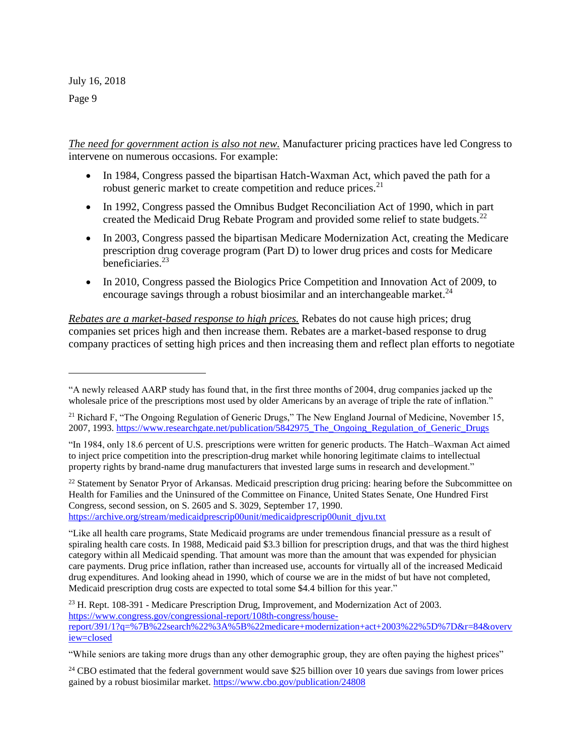*The need for government action is also not new.* Manufacturer pricing practices have led Congress to intervene on numerous occasions. For example:

- In 1984, Congress passed the bipartisan Hatch-Waxman Act, which paved the path for a robust generic market to create competition and reduce prices.[21]
- In 1992, Congress passed the Omnibus Budget Reconciliation Act of 1990, which in part created the Medicaid Drug Rebate Program and provided some relief to state budgets.[22]
- In 2003, Congress passed the bipartisan Medicare Modernization Act, creating the Medicare prescription drug coverage program (Part D) to lower drug prices and costs for Medicare beneficiaries.[23]
- In 2010, Congress passed the Biologics Price Competition and Innovation Act of 2009, to encourage savings through a robust biosimilar and an interchangeable market.[24]

*Rebates are a market-based response to high prices.* Rebates do not cause high prices; drug companies set prices high and then increase them. Rebates are a market-based response to drug company practices of setting high prices and then increasing them and reflect plan efforts to negotiate

---

"A newly released AARP study has found that, in the first three months of 2004, drug companies jacked up the wholesale price of the prescriptions most used by older Americans by an average of triple the rate of inflation."

[21] Richard F, "The Ongoing Regulation of Generic Drugs," The New England Journal of Medicine, November 15, 2007, 1993. https://www.researchgate.net/publication/5842975_The_Ongoing_Regulation_of_Generic_Drugs

"In 1984, only 18.6 percent of U.S. prescriptions were written for generic products. The Hatch–Waxman Act aimed to inject price competition into the prescription-drug market while honoring legitimate claims to intellectual property rights by brand-name drug manufacturers that invested large sums in research and development."

[22] Statement by Senator Pryor of Arkansas. Medicaid prescription drug pricing: hearing before the Subcommittee on Health for Families and the Uninsured of the Committee on Finance, United States Senate, One Hundred First Congress, second session, on S. 2605 and S. 3029, September 17, 1990. https://archive.org/stream/medicaidprescrip00unit/medicaidprescrip00unit_djvu.txt

"Like all health care programs, State Medicaid programs are under tremendous financial pressure as a result of spiraling health care costs. In 1988, Medicaid paid $3.3 billion for prescription drugs, and that was the third highest category within all Medicaid spending. That amount was more than the amount that was expended for physician care payments. Drug price inflation, rather than increased use, accounts for virtually all of the increased Medicaid drug expenditures. And looking ahead in 1990, which of course we are in the midst of but have not completed, Medicaid prescription drug costs are expected to total some $4.4 billion for this year."

[23] H. Rept. 108-391 - Medicare Prescription Drug, Improvement, and Modernization Act of 2003. https://www.congress.gov/congressional-report/108th-congress/house-report/391/1?q=%7B%22search%22%3A%5B%22medicare+modernization+act+2003%22%5D%7D&r=84&overview=closed

"While seniors are taking more drugs than any other demographic group, they are often paying the highest prices"

[24] CBO estimated that the federal government would save $25 billion over 10 years due savings from lower prices gained by a robust biosimilar market. https://www.cbo.gov/publication/24808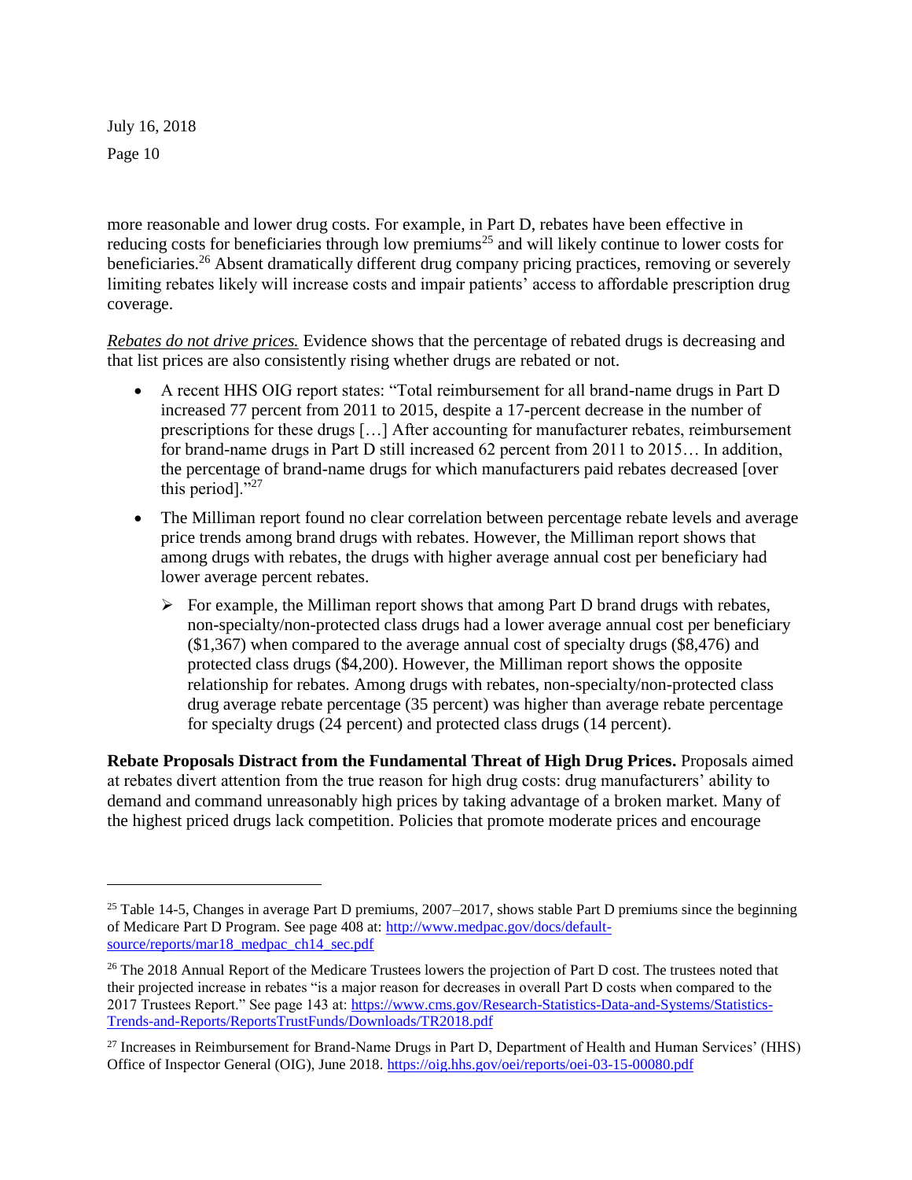more reasonable and lower drug costs. For example, in Part D, rebates have been effective in reducing costs for beneficiaries through low premiums[25] and will likely continue to lower costs for beneficiaries.[26] Absent dramatically different drug company pricing practices, removing or severely limiting rebates likely will increase costs and impair patients' access to affordable prescription drug coverage.

*Rebates do not drive prices.* Evidence shows that the percentage of rebated drugs is decreasing and that list prices are also consistently rising whether drugs are rebated or not.

- A recent HHS OIG report states: "Total reimbursement for all brand-name drugs in Part D increased 77 percent from 2011 to 2015, despite a 17-percent decrease in the number of prescriptions for these drugs […] After accounting for manufacturer rebates, reimbursement for brand-name drugs in Part D still increased 62 percent from 2011 to 2015… In addition, the percentage of brand-name drugs for which manufacturers paid rebates decreased [over this period]."[27]
- The Milliman report found no clear correlation between percentage rebate levels and average price trends among brand drugs with rebates. However, the Milliman report shows that among drugs with rebates, the drugs with higher average annual cost per beneficiary had lower average percent rebates.
    - For example, the Milliman report shows that among Part D brand drugs with rebates, non-specialty/non-protected class drugs had a lower average annual cost per beneficiary ($1,367) when compared to the average annual cost of specialty drugs ($8,476) and protected class drugs ($4,200). However, the Milliman report shows the opposite relationship for rebates. Among drugs with rebates, non-specialty/non-protected class drug average rebate percentage (35 percent) was higher than average rebate percentage for specialty drugs (24 percent) and protected class drugs (14 percent).

**Rebate Proposals Distract from the Fundamental Threat of High Drug Prices.** Proposals aimed at rebates divert attention from the true reason for high drug costs: drug manufacturers' ability to demand and command unreasonably high prices by taking advantage of a broken market. Many of the highest priced drugs lack competition. Policies that promote moderate prices and encourage

---

[25] Table 14-5, Changes in average Part D premiums, 2007–2017, shows stable Part D premiums since the beginning of Medicare Part D Program. See page 408 at: http://www.medpac.gov/docs/default-source/reports/mar18_medpac_ch14_sec.pdf

[26] The 2018 Annual Report of the Medicare Trustees lowers the projection of Part D cost. The trustees noted that their projected increase in rebates "is a major reason for decreases in overall Part D costs when compared to the 2017 Trustees Report." See page 143 at: https://www.cms.gov/Research-Statistics-Data-and-Systems/Statistics-Trends-and-Reports/ReportsTrustFunds/Downloads/TR2018.pdf

[27] Increases in Reimbursement for Brand-Name Drugs in Part D, Department of Health and Human Services' (HHS) Office of Inspector General (OIG), June 2018. https://oig.hhs.gov/oei/reports/oei-03-15-00080.pdf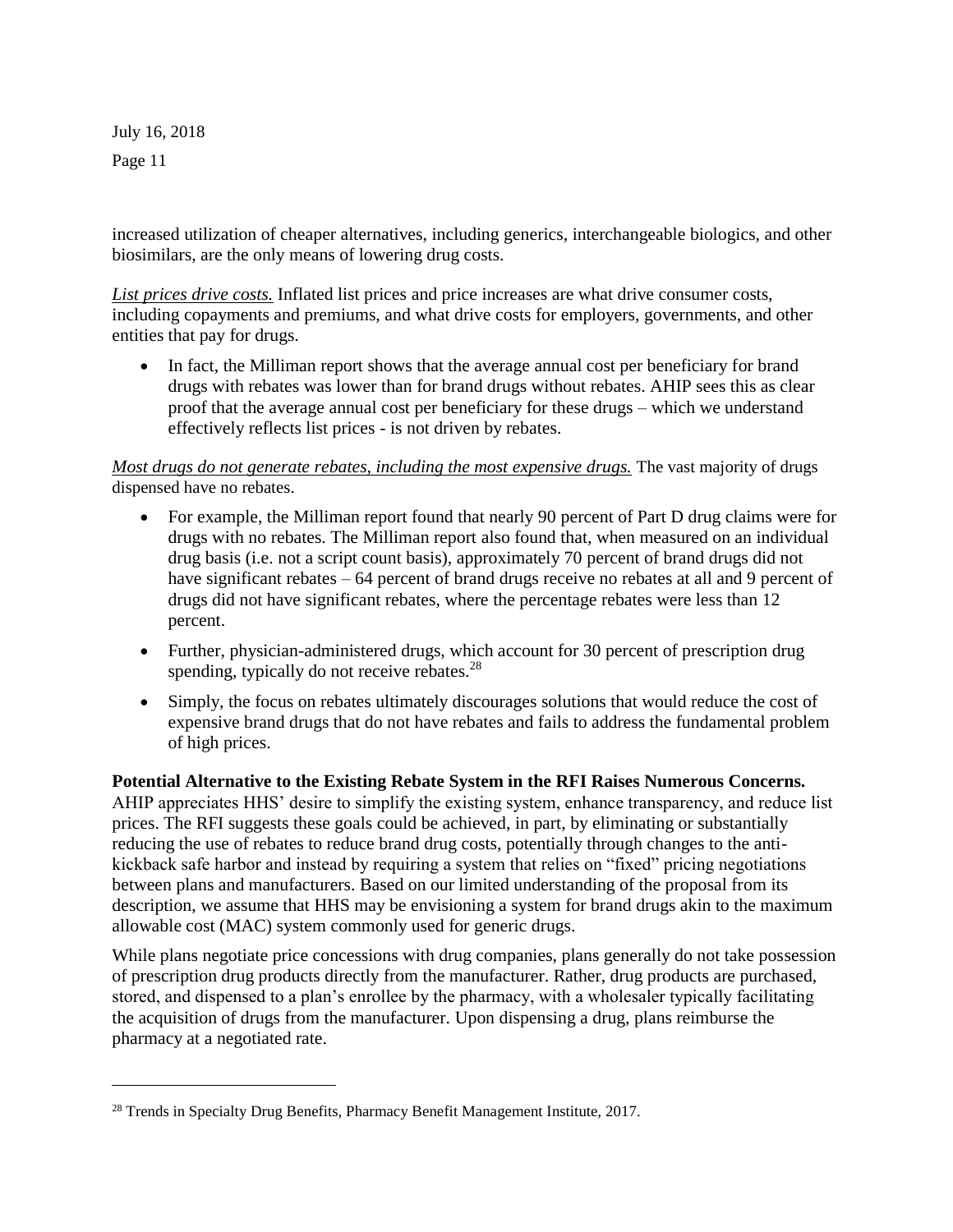increased utilization of cheaper alternatives, including generics, interchangeable biologics, and other biosimilars, are the only means of lowering drug costs.

*List prices drive costs.* Inflated list prices and price increases are what drive consumer costs, including copayments and premiums, and what drive costs for employers, governments, and other entities that pay for drugs.

- In fact, the Milliman report shows that the average annual cost per beneficiary for brand drugs with rebates was lower than for brand drugs without rebates. AHIP sees this as clear proof that the average annual cost per beneficiary for these drugs – which we understand effectively reflects list prices - is not driven by rebates.

*Most drugs do not generate rebates, including the most expensive drugs.* The vast majority of drugs dispensed have no rebates.

- For example, the Milliman report found that nearly 90 percent of Part D drug claims were for drugs with no rebates. The Milliman report also found that, when measured on an individual drug basis (i.e. not a script count basis), approximately 70 percent of brand drugs did not have significant rebates – 64 percent of brand drugs receive no rebates at all and 9 percent of drugs did not have significant rebates, where the percentage rebates were less than 12 percent.
- Further, physician-administered drugs, which account for 30 percent of prescription drug spending, typically do not receive rebates.[28]
- Simply, the focus on rebates ultimately discourages solutions that would reduce the cost of expensive brand drugs that do not have rebates and fails to address the fundamental problem of high prices.

**Potential Alternative to the Existing Rebate System in the RFI Raises Numerous Concerns.** AHIP appreciates HHS' desire to simplify the existing system, enhance transparency, and reduce list prices. The RFI suggests these goals could be achieved, in part, by eliminating or substantially reducing the use of rebates to reduce brand drug costs, potentially through changes to the anti-kickback safe harbor and instead by requiring a system that relies on "fixed" pricing negotiations between plans and manufacturers. Based on our limited understanding of the proposal from its description, we assume that HHS may be envisioning a system for brand drugs akin to the maximum allowable cost (MAC) system commonly used for generic drugs.

While plans negotiate price concessions with drug companies, plans generally do not take possession of prescription drug products directly from the manufacturer. Rather, drug products are purchased, stored, and dispensed to a plan's enrollee by the pharmacy, with a wholesaler typically facilitating the acquisition of drugs from the manufacturer. Upon dispensing a drug, plans reimburse the pharmacy at a negotiated rate.

---

[28] Trends in Specialty Drug Benefits, Pharmacy Benefit Management Institute, 2017.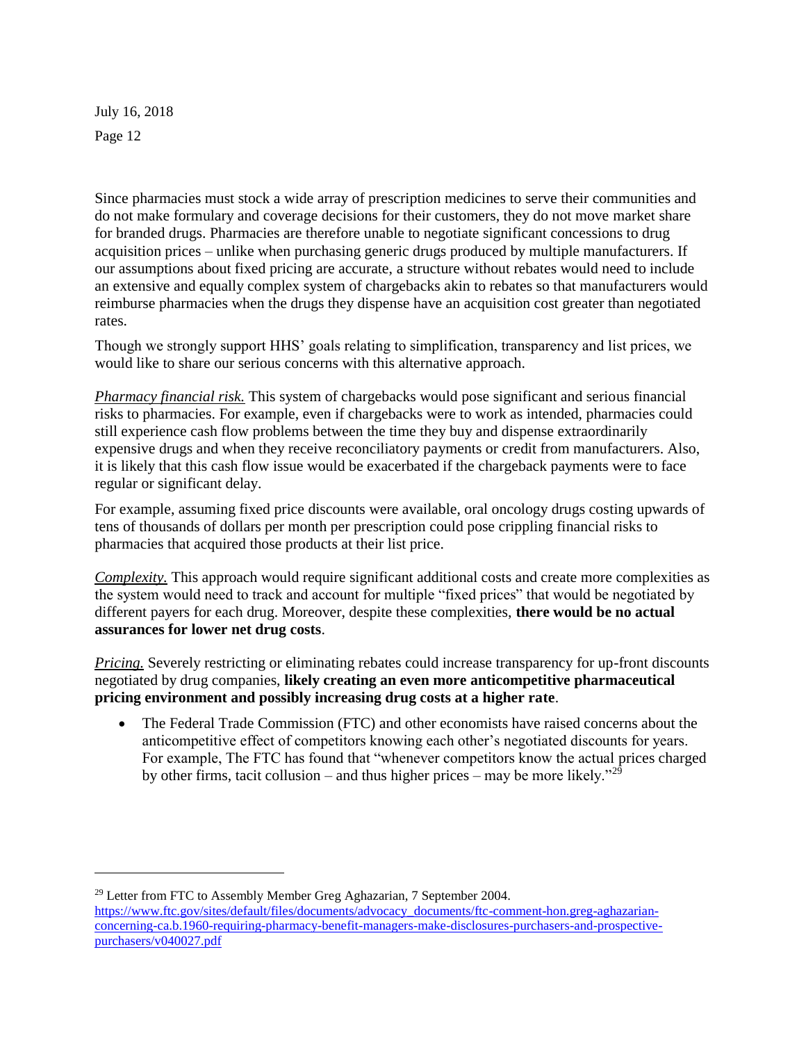Since pharmacies must stock a wide array of prescription medicines to serve their communities and do not make formulary and coverage decisions for their customers, they do not move market share for branded drugs. Pharmacies are therefore unable to negotiate significant concessions to drug acquisition prices – unlike when purchasing generic drugs produced by multiple manufacturers. If our assumptions about fixed pricing are accurate, a structure without rebates would need to include an extensive and equally complex system of chargebacks akin to rebates so that manufacturers would reimburse pharmacies when the drugs they dispense have an acquisition cost greater than negotiated rates.

Though we strongly support HHS' goals relating to simplification, transparency and list prices, we would like to share our serious concerns with this alternative approach.

*Pharmacy financial risk.* This system of chargebacks would pose significant and serious financial risks to pharmacies. For example, even if chargebacks were to work as intended, pharmacies could still experience cash flow problems between the time they buy and dispense extraordinarily expensive drugs and when they receive reconciliatory payments or credit from manufacturers. Also, it is likely that this cash flow issue would be exacerbated if the chargeback payments were to face regular or significant delay.

For example, assuming fixed price discounts were available, oral oncology drugs costing upwards of tens of thousands of dollars per month per prescription could pose crippling financial risks to pharmacies that acquired those products at their list price.

*Complexity.* This approach would require significant additional costs and create more complexities as the system would need to track and account for multiple "fixed prices" that would be negotiated by different payers for each drug. Moreover, despite these complexities, **there would be no actual assurances for lower net drug costs**.

*Pricing.* Severely restricting or eliminating rebates could increase transparency for up-front discounts negotiated by drug companies, **likely creating an even more anticompetitive pharmaceutical pricing environment and possibly increasing drug costs at a higher rate**.

- The Federal Trade Commission (FTC) and other economists have raised concerns about the anticompetitive effect of competitors knowing each other's negotiated discounts for years. For example, The FTC has found that "whenever competitors know the actual prices charged by other firms, tacit collusion – and thus higher prices – may be more likely."[29]

---

[29] Letter from FTC to Assembly Member Greg Aghazarian, 7 September 2004. https://www.ftc.gov/sites/default/files/documents/advocacy_documents/ftc-comment-hon.greg-aghazarian-concerning-ca.b.1960-requiring-pharmacy-benefit-managers-make-disclosures-purchasers-and-prospective-purchasers/v040027.pdf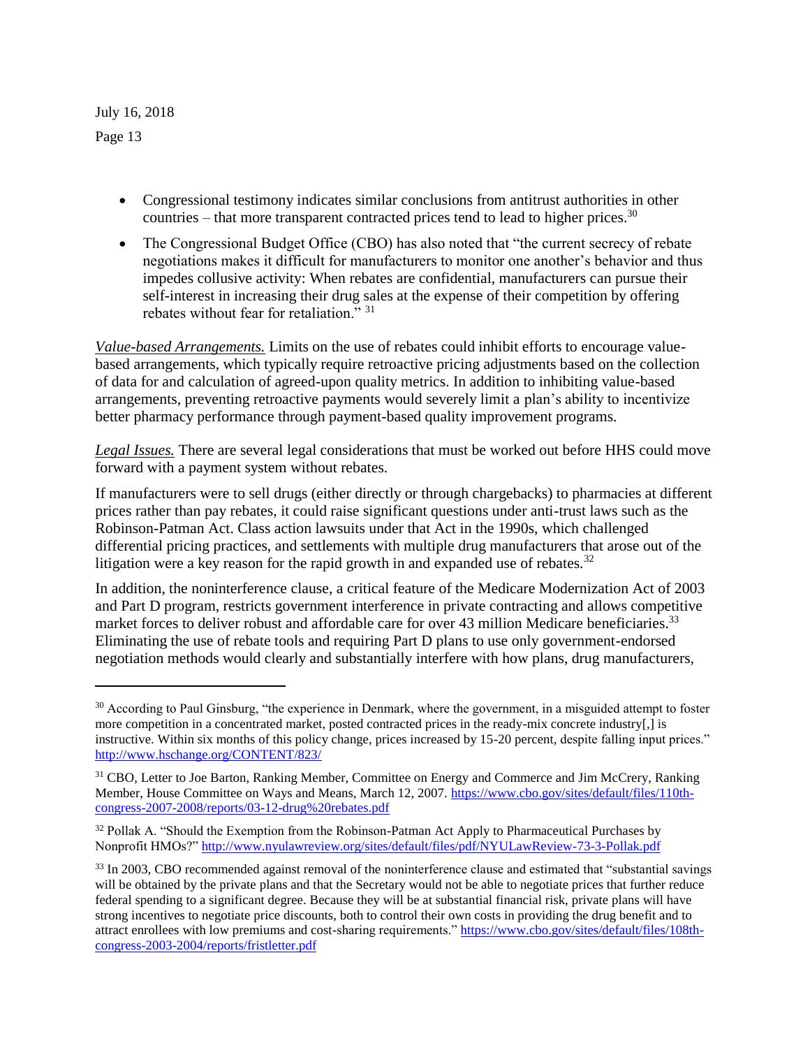- Congressional testimony indicates similar conclusions from antitrust authorities in other countries – that more transparent contracted prices tend to lead to higher prices.[30]
- The Congressional Budget Office (CBO) has also noted that "the current secrecy of rebate negotiations makes it difficult for manufacturers to monitor one another's behavior and thus impedes collusive activity: When rebates are confidential, manufacturers can pursue their self-interest in increasing their drug sales at the expense of their competition by offering rebates without fear for retaliation." [31]

*Value-based Arrangements.* Limits on the use of rebates could inhibit efforts to encourage value-based arrangements, which typically require retroactive pricing adjustments based on the collection of data for and calculation of agreed-upon quality metrics. In addition to inhibiting value-based arrangements, preventing retroactive payments would severely limit a plan's ability to incentivize better pharmacy performance through payment-based quality improvement programs.

*Legal Issues.* There are several legal considerations that must be worked out before HHS could move forward with a payment system without rebates.

If manufacturers were to sell drugs (either directly or through chargebacks) to pharmacies at different prices rather than pay rebates, it could raise significant questions under anti-trust laws such as the Robinson-Patman Act. Class action lawsuits under that Act in the 1990s, which challenged differential pricing practices, and settlements with multiple drug manufacturers that arose out of the litigation were a key reason for the rapid growth in and expanded use of rebates.[32]

In addition, the noninterference clause, a critical feature of the Medicare Modernization Act of 2003 and Part D program, restricts government interference in private contracting and allows competitive market forces to deliver robust and affordable care for over 43 million Medicare beneficiaries.[33] Eliminating the use of rebate tools and requiring Part D plans to use only government-endorsed negotiation methods would clearly and substantially interfere with how plans, drug manufacturers,

---

[30] According to Paul Ginsburg, "the experience in Denmark, where the government, in a misguided attempt to foster more competition in a concentrated market, posted contracted prices in the ready-mix concrete industry[,] is instructive. Within six months of this policy change, prices increased by 15-20 percent, despite falling input prices." http://www.hschange.org/CONTENT/823/

[31] CBO, Letter to Joe Barton, Ranking Member, Committee on Energy and Commerce and Jim McCrery, Ranking Member, House Committee on Ways and Means, March 12, 2007. https://www.cbo.gov/sites/default/files/110th-congress-2007-2008/reports/03-12-drug%20rebates.pdf

[32] Pollak A. "Should the Exemption from the Robinson-Patman Act Apply to Pharmaceutical Purchases by Nonprofit HMOs?" http://www.nyulawreview.org/sites/default/files/pdf/NYULawReview-73-3-Pollak.pdf

[33] In 2003, CBO recommended against removal of the noninterference clause and estimated that "substantial savings will be obtained by the private plans and that the Secretary would not be able to negotiate prices that further reduce federal spending to a significant degree. Because they will be at substantial financial risk, private plans will have strong incentives to negotiate price discounts, both to control their own costs in providing the drug benefit and to attract enrollees with low premiums and cost-sharing requirements." https://www.cbo.gov/sites/default/files/108th-congress-2003-2004/reports/fristletter.pdf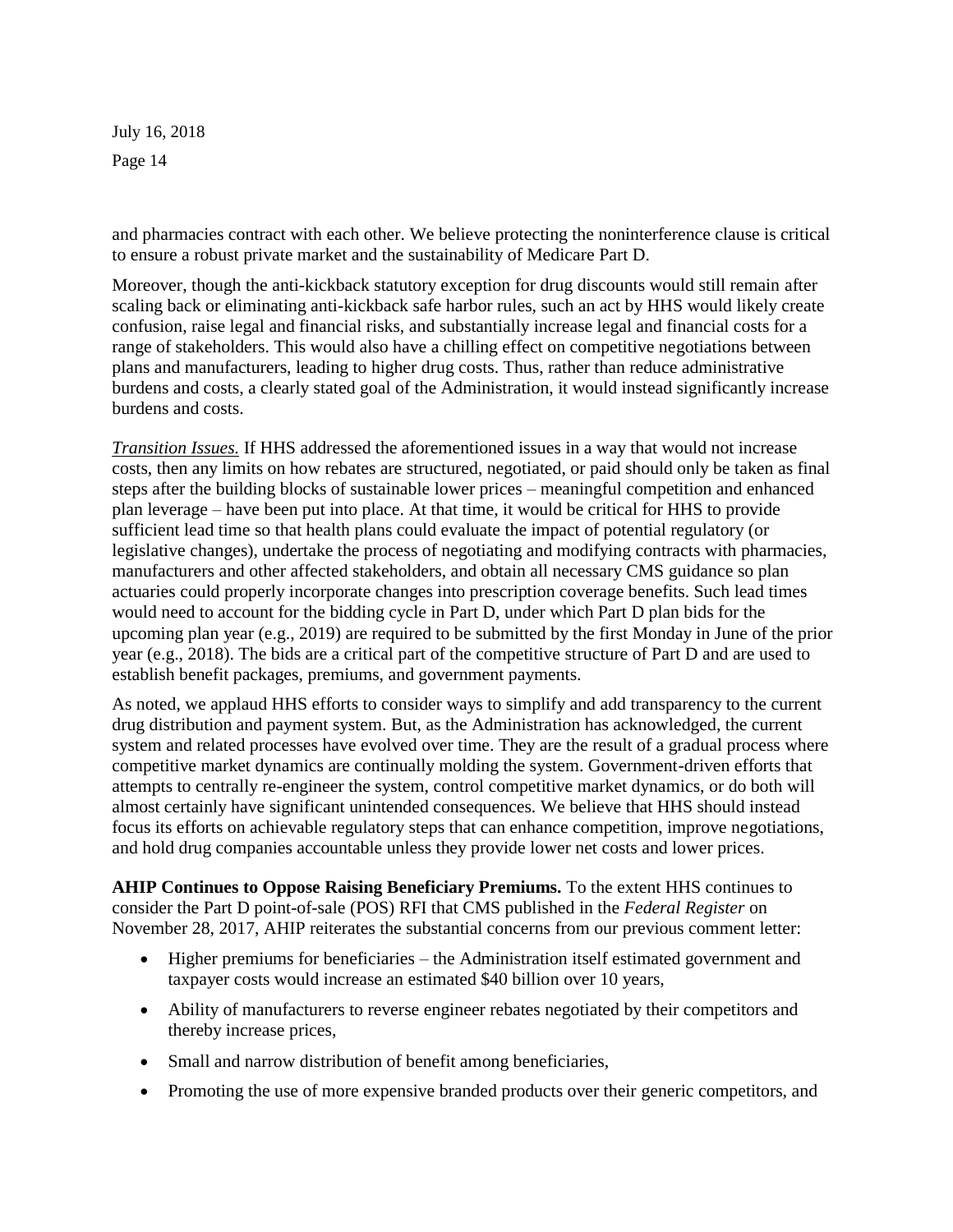and pharmacies contract with each other. We believe protecting the noninterference clause is critical to ensure a robust private market and the sustainability of Medicare Part D.

Moreover, though the anti-kickback statutory exception for drug discounts would still remain after scaling back or eliminating anti-kickback safe harbor rules, such an act by HHS would likely create confusion, raise legal and financial risks, and substantially increase legal and financial costs for a range of stakeholders. This would also have a chilling effect on competitive negotiations between plans and manufacturers, leading to higher drug costs. Thus, rather than reduce administrative burdens and costs, a clearly stated goal of the Administration, it would instead significantly increase burdens and costs.

*Transition Issues.* If HHS addressed the aforementioned issues in a way that would not increase costs, then any limits on how rebates are structured, negotiated, or paid should only be taken as final steps after the building blocks of sustainable lower prices – meaningful competition and enhanced plan leverage – have been put into place. At that time, it would be critical for HHS to provide sufficient lead time so that health plans could evaluate the impact of potential regulatory (or legislative changes), undertake the process of negotiating and modifying contracts with pharmacies, manufacturers and other affected stakeholders, and obtain all necessary CMS guidance so plan actuaries could properly incorporate changes into prescription coverage benefits. Such lead times would need to account for the bidding cycle in Part D, under which Part D plan bids for the upcoming plan year (e.g., 2019) are required to be submitted by the first Monday in June of the prior year (e.g., 2018). The bids are a critical part of the competitive structure of Part D and are used to establish benefit packages, premiums, and government payments.

As noted, we applaud HHS efforts to consider ways to simplify and add transparency to the current drug distribution and payment system. But, as the Administration has acknowledged, the current system and related processes have evolved over time. They are the result of a gradual process where competitive market dynamics are continually molding the system. Government-driven efforts that attempts to centrally re-engineer the system, control competitive market dynamics, or do both will almost certainly have significant unintended consequences. We believe that HHS should instead focus its efforts on achievable regulatory steps that can enhance competition, improve negotiations, and hold drug companies accountable unless they provide lower net costs and lower prices.

**AHIP Continues to Oppose Raising Beneficiary Premiums.** To the extent HHS continues to consider the Part D point-of-sale (POS) RFI that CMS published in the *Federal Register* on November 28, 2017, AHIP reiterates the substantial concerns from our previous comment letter:

- Higher premiums for beneficiaries – the Administration itself estimated government and taxpayer costs would increase an estimated $40 billion over 10 years,
- Ability of manufacturers to reverse engineer rebates negotiated by their competitors and thereby increase prices,
- Small and narrow distribution of benefit among beneficiaries,
- Promoting the use of more expensive branded products over their generic competitors, and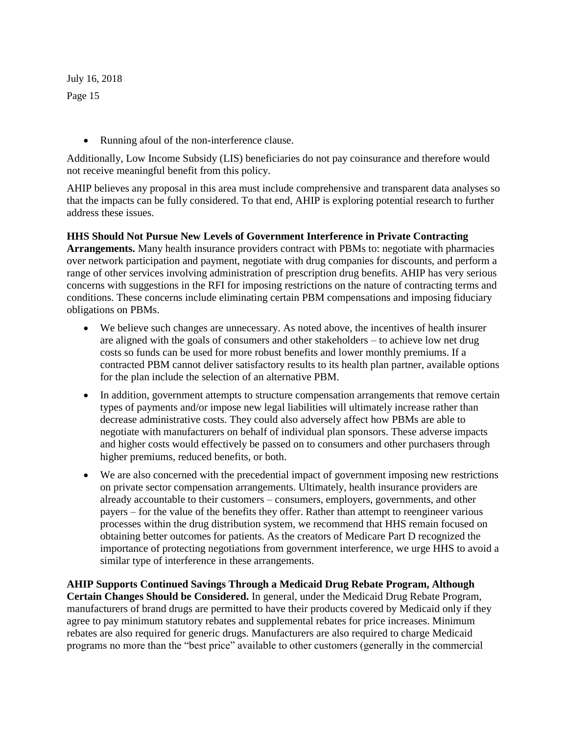- Running afoul of the non-interference clause.

Additionally, Low Income Subsidy (LIS) beneficiaries do not pay coinsurance and therefore would not receive meaningful benefit from this policy.

AHIP believes any proposal in this area must include comprehensive and transparent data analyses so that the impacts can be fully considered. To that end, AHIP is exploring potential research to further address these issues.

**HHS Should Not Pursue New Levels of Government Interference in Private Contracting Arrangements.** Many health insurance providers contract with PBMs to: negotiate with pharmacies over network participation and payment, negotiate with drug companies for discounts, and perform a range of other services involving administration of prescription drug benefits. AHIP has very serious concerns with suggestions in the RFI for imposing restrictions on the nature of contracting terms and conditions. These concerns include eliminating certain PBM compensations and imposing fiduciary obligations on PBMs.

- We believe such changes are unnecessary. As noted above, the incentives of health insurer are aligned with the goals of consumers and other stakeholders – to achieve low net drug costs so funds can be used for more robust benefits and lower monthly premiums. If a contracted PBM cannot deliver satisfactory results to its health plan partner, available options for the plan include the selection of an alternative PBM.
- In addition, government attempts to structure compensation arrangements that remove certain types of payments and/or impose new legal liabilities will ultimately increase rather than decrease administrative costs. They could also adversely affect how PBMs are able to negotiate with manufacturers on behalf of individual plan sponsors. These adverse impacts and higher costs would effectively be passed on to consumers and other purchasers through higher premiums, reduced benefits, or both.
- We are also concerned with the precedential impact of government imposing new restrictions on private sector compensation arrangements. Ultimately, health insurance providers are already accountable to their customers – consumers, employers, governments, and other payers – for the value of the benefits they offer. Rather than attempt to reengineer various processes within the drug distribution system, we recommend that HHS remain focused on obtaining better outcomes for patients. As the creators of Medicare Part D recognized the importance of protecting negotiations from government interference, we urge HHS to avoid a similar type of interference in these arrangements.

**AHIP Supports Continued Savings Through a Medicaid Drug Rebate Program, Although Certain Changes Should be Considered.** In general, under the Medicaid Drug Rebate Program, manufacturers of brand drugs are permitted to have their products covered by Medicaid only if they agree to pay minimum statutory rebates and supplemental rebates for price increases. Minimum rebates are also required for generic drugs. Manufacturers are also required to charge Medicaid programs no more than the "best price" available to other customers (generally in the commercial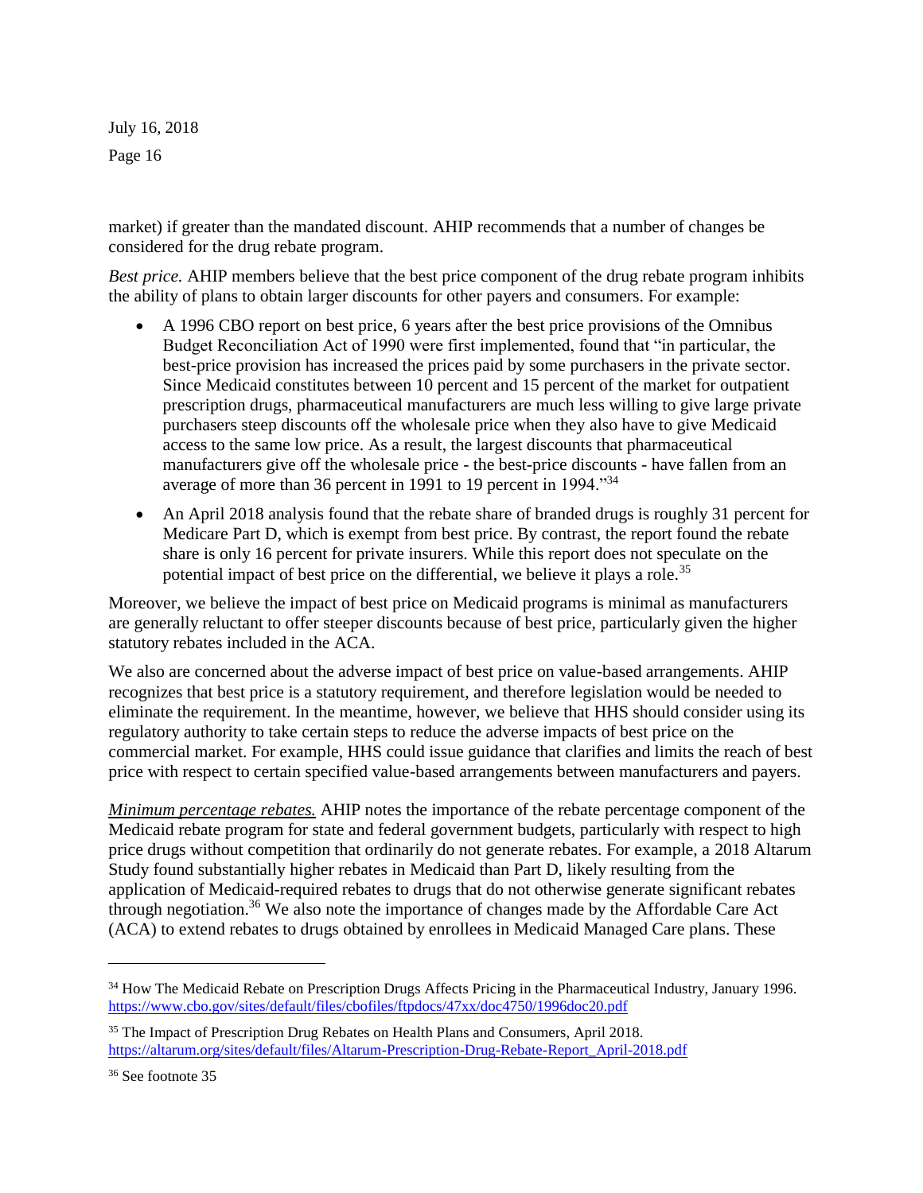market) if greater than the mandated discount. AHIP recommends that a number of changes be considered for the drug rebate program.

*Best price.* AHIP members believe that the best price component of the drug rebate program inhibits the ability of plans to obtain larger discounts for other payers and consumers. For example:

- A 1996 CBO report on best price, 6 years after the best price provisions of the Omnibus Budget Reconciliation Act of 1990 were first implemented, found that "in particular, the best-price provision has increased the prices paid by some purchasers in the private sector. Since Medicaid constitutes between 10 percent and 15 percent of the market for outpatient prescription drugs, pharmaceutical manufacturers are much less willing to give large private purchasers steep discounts off the wholesale price when they also have to give Medicaid access to the same low price. As a result, the largest discounts that pharmaceutical manufacturers give off the wholesale price - the best-price discounts - have fallen from an average of more than 36 percent in 1991 to 19 percent in 1994."[34]
- An April 2018 analysis found that the rebate share of branded drugs is roughly 31 percent for Medicare Part D, which is exempt from best price. By contrast, the report found the rebate share is only 16 percent for private insurers. While this report does not speculate on the potential impact of best price on the differential, we believe it plays a role.[35]

Moreover, we believe the impact of best price on Medicaid programs is minimal as manufacturers are generally reluctant to offer steeper discounts because of best price, particularly given the higher statutory rebates included in the ACA.

We also are concerned about the adverse impact of best price on value-based arrangements. AHIP recognizes that best price is a statutory requirement, and therefore legislation would be needed to eliminate the requirement. In the meantime, however, we believe that HHS should consider using its regulatory authority to take certain steps to reduce the adverse impacts of best price on the commercial market. For example, HHS could issue guidance that clarifies and limits the reach of best price with respect to certain specified value-based arrangements between manufacturers and payers.

***Minimum percentage rebates.*** AHIP notes the importance of the rebate percentage component of the Medicaid rebate program for state and federal government budgets, particularly with respect to high price drugs without competition that ordinarily do not generate rebates. For example, a 2018 Altarum Study found substantially higher rebates in Medicaid than Part D, likely resulting from the application of Medicaid-required rebates to drugs that do not otherwise generate significant rebates through negotiation.[36] We also note the importance of changes made by the Affordable Care Act (ACA) to extend rebates to drugs obtained by enrollees in Medicaid Managed Care plans. These

---

[34] How The Medicaid Rebate on Prescription Drugs Affects Pricing in the Pharmaceutical Industry, January 1996. https://www.cbo.gov/sites/default/files/cbofiles/ftpdocs/47xx/doc4750/1996doc20.pdf

[35] The Impact of Prescription Drug Rebates on Health Plans and Consumers, April 2018. https://altarum.org/sites/default/files/Altarum-Prescription-Drug-Rebate-Report_April-2018.pdf

[36] See footnote 35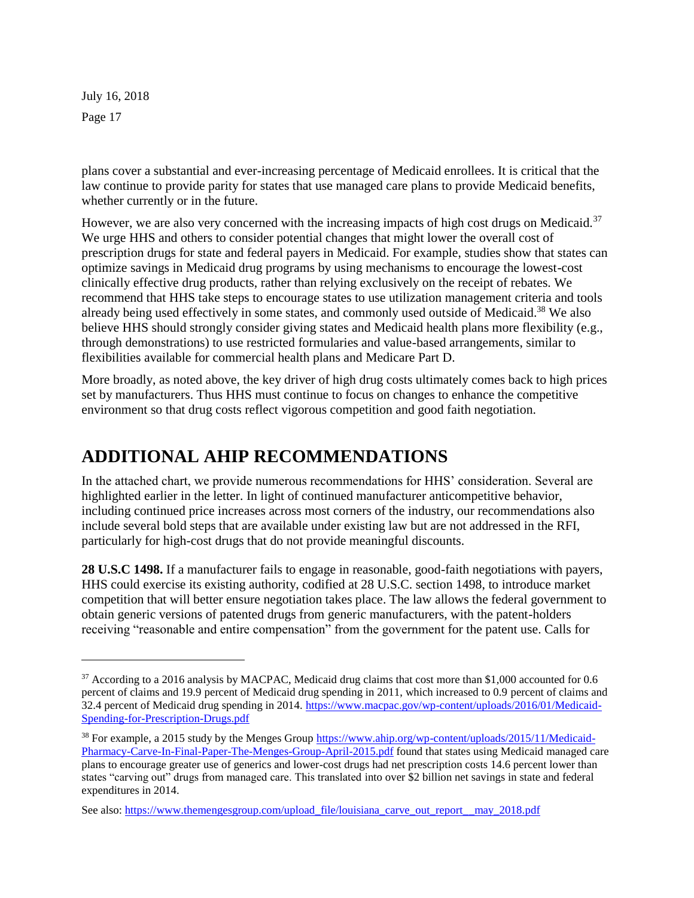plans cover a substantial and ever-increasing percentage of Medicaid enrollees. It is critical that the law continue to provide parity for states that use managed care plans to provide Medicaid benefits, whether currently or in the future.

However, we are also very concerned with the increasing impacts of high cost drugs on Medicaid.[37] We urge HHS and others to consider potential changes that might lower the overall cost of prescription drugs for state and federal payers in Medicaid. For example, studies show that states can optimize savings in Medicaid drug programs by using mechanisms to encourage the lowest-cost clinically effective drug products, rather than relying exclusively on the receipt of rebates. We recommend that HHS take steps to encourage states to use utilization management criteria and tools already being used effectively in some states, and commonly used outside of Medicaid.[38] We also believe HHS should strongly consider giving states and Medicaid health plans more flexibility (e.g., through demonstrations) to use restricted formularies and value-based arrangements, similar to flexibilities available for commercial health plans and Medicare Part D.

More broadly, as noted above, the key driver of high drug costs ultimately comes back to high prices set by manufacturers. Thus HHS must continue to focus on changes to enhance the competitive environment so that drug costs reflect vigorous competition and good faith negotiation.

# ADDITIONAL AHIP RECOMMENDATIONS

In the attached chart, we provide numerous recommendations for HHS' consideration. Several are highlighted earlier in the letter. In light of continued manufacturer anticompetitive behavior, including continued price increases across most corners of the industry, our recommendations also include several bold steps that are available under existing law but are not addressed in the RFI, particularly for high-cost drugs that do not provide meaningful discounts.

**28 U.S.C 1498.** If a manufacturer fails to engage in reasonable, good-faith negotiations with payers, HHS could exercise its existing authority, codified at 28 U.S.C. section 1498, to introduce market competition that will better ensure negotiation takes place. The law allows the federal government to obtain generic versions of patented drugs from generic manufacturers, with the patent-holders receiving "reasonable and entire compensation" from the government for the patent use. Calls for

---

[37] According to a 2016 analysis by MACPAC, Medicaid drug claims that cost more than $1,000 accounted for 0.6 percent of claims and 19.9 percent of Medicaid drug spending in 2011, which increased to 0.9 percent of claims and 32.4 percent of Medicaid drug spending in 2014. https://www.macpac.gov/wp-content/uploads/2016/01/Medicaid-Spending-for-Prescription-Drugs.pdf

[38] For example, a 2015 study by the Menges Group https://www.ahip.org/wp-content/uploads/2015/11/Medicaid-Pharmacy-Carve-In-Final-Paper-The-Menges-Group-April-2015.pdf found that states using Medicaid managed care plans to encourage greater use of generics and lower-cost drugs had net prescription costs 14.6 percent lower than states "carving out" drugs from managed care. This translated into over $2 billion net savings in state and federal expenditures in 2014.

See also: https://www.themengesgroup.com/upload_file/louisiana_carve_out_report__may_2018.pdf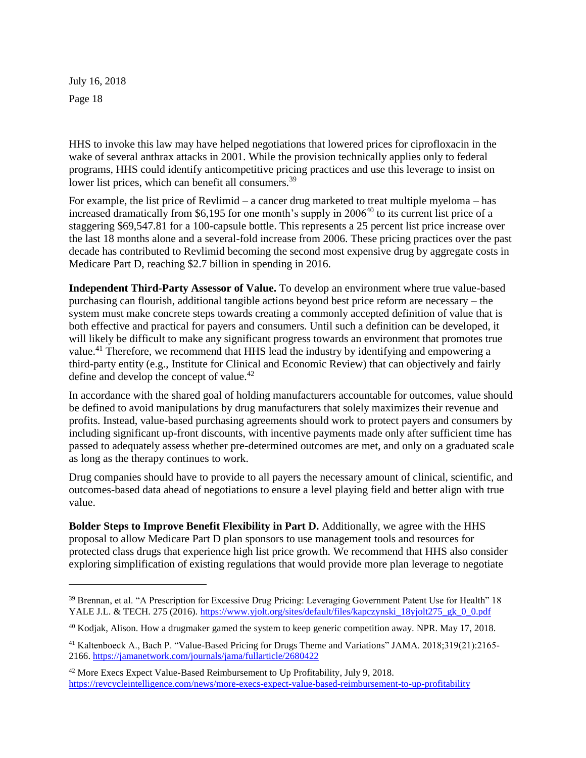HHS to invoke this law may have helped negotiations that lowered prices for ciprofloxacin in the wake of several anthrax attacks in 2001. While the provision technically applies only to federal programs, HHS could identify anticompetitive pricing practices and use this leverage to insist on lower list prices, which can benefit all consumers.[39]

For example, the list price of Revlimid – a cancer drug marketed to treat multiple myeloma – has increased dramatically from $6,195 for one month's supply in 2006[40] to its current list price of a staggering $69,547.81 for a 100-capsule bottle. This represents a 25 percent list price increase over the last 18 months alone and a several-fold increase from 2006. These pricing practices over the past decade has contributed to Revlimid becoming the second most expensive drug by aggregate costs in Medicare Part D, reaching $2.7 billion in spending in 2016.

**Independent Third-Party Assessor of Value.** To develop an environment where true value-based purchasing can flourish, additional tangible actions beyond best price reform are necessary – the system must make concrete steps towards creating a commonly accepted definition of value that is both effective and practical for payers and consumers. Until such a definition can be developed, it will likely be difficult to make any significant progress towards an environment that promotes true value.[41] Therefore, we recommend that HHS lead the industry by identifying and empowering a third-party entity (e.g., Institute for Clinical and Economic Review) that can objectively and fairly define and develop the concept of value.[42]

In accordance with the shared goal of holding manufacturers accountable for outcomes, value should be defined to avoid manipulations by drug manufacturers that solely maximizes their revenue and profits. Instead, value-based purchasing agreements should work to protect payers and consumers by including significant up-front discounts, with incentive payments made only after sufficient time has passed to adequately assess whether pre-determined outcomes are met, and only on a graduated scale as long as the therapy continues to work.

Drug companies should have to provide to all payers the necessary amount of clinical, scientific, and outcomes-based data ahead of negotiations to ensure a level playing field and better align with true value.

**Bolder Steps to Improve Benefit Flexibility in Part D.** Additionally, we agree with the HHS proposal to allow Medicare Part D plan sponsors to use management tools and resources for protected class drugs that experience high list price growth. We recommend that HHS also consider exploring simplification of existing regulations that would provide more plan leverage to negotiate

---

[39] Brennan, et al. "A Prescription for Excessive Drug Pricing: Leveraging Government Patent Use for Health" 18 YALE J.L. & TECH. 275 (2016). https://www.yjolt.org/sites/default/files/kapczynski_18yjolt275_gk_0_0.pdf

[40] Kodjak, Alison. How a drugmaker gamed the system to keep generic competition away. NPR. May 17, 2018.

[41] Kaltenboeck A., Bach P. "Value-Based Pricing for Drugs Theme and Variations" JAMA. 2018;319(21):2165-2166. https://jamanetwork.com/journals/jama/fullarticle/2680422

[42] More Execs Expect Value-Based Reimbursement to Up Profitability, July 9, 2018. https://revcycleintelligence.com/news/more-execs-expect-value-based-reimbursement-to-up-profitability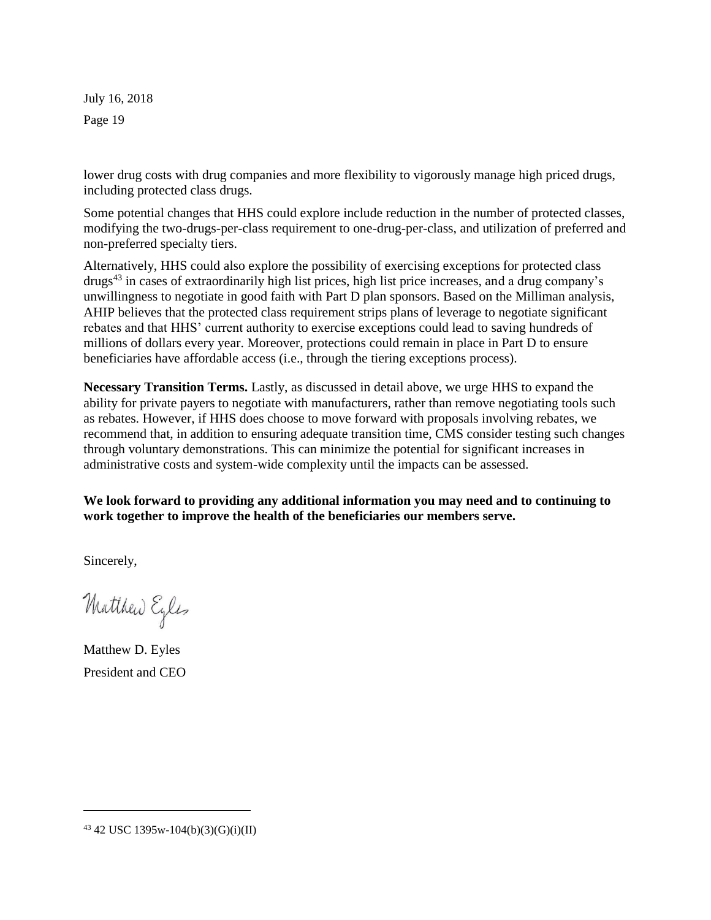lower drug costs with drug companies and more flexibility to vigorously manage high priced drugs, including protected class drugs.

Some potential changes that HHS could explore include reduction in the number of protected classes, modifying the two-drugs-per-class requirement to one-drug-per-class, and utilization of preferred and non-preferred specialty tiers.

Alternatively, HHS could also explore the possibility of exercising exceptions for protected class drugs[43] in cases of extraordinarily high list prices, high list price increases, and a drug company's unwillingness to negotiate in good faith with Part D plan sponsors. Based on the Milliman analysis, AHIP believes that the protected class requirement strips plans of leverage to negotiate significant rebates and that HHS' current authority to exercise exceptions could lead to saving hundreds of millions of dollars every year. Moreover, protections could remain in place in Part D to ensure beneficiaries have affordable access (i.e., through the tiering exceptions process).

**Necessary Transition Terms.** Lastly, as discussed in detail above, we urge HHS to expand the ability for private payers to negotiate with manufacturers, rather than remove negotiating tools such as rebates. However, if HHS does choose to move forward with proposals involving rebates, we recommend that, in addition to ensuring adequate transition time, CMS consider testing such changes through voluntary demonstrations. This can minimize the potential for significant increases in administrative costs and system-wide complexity until the impacts can be assessed.

**We look forward to providing any additional information you may need and to continuing to work together to improve the health of the beneficiaries our members serve.**

Sincerely,

Matthew D. Eyles

Matthew D. Eyles
President and CEO

---

[43] 42 USC 1395w-104(b)(3)(G)(i)(II)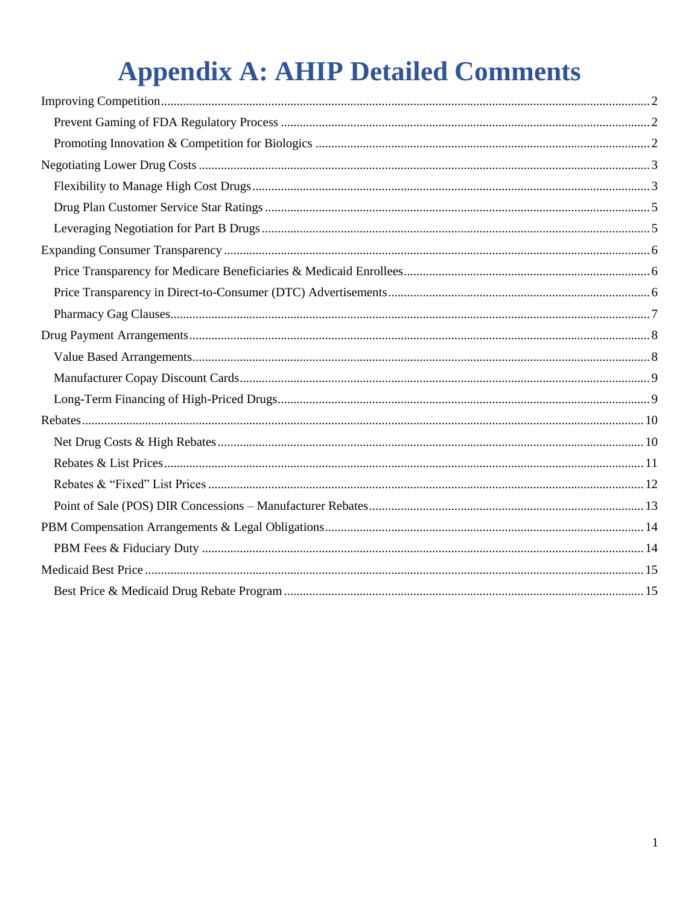# Appendix A: AHIP Detailed Comments

- Improving Competition ........ 2
  - Prevent Gaming of FDA Regulatory Process ........ 2
  - Promoting Innovation & Competition for Biologics ........ 2
- Negotiating Lower Drug Costs ........ 3
  - Flexibility to Manage High Cost Drugs ........ 3
  - Drug Plan Customer Service Star Ratings ........ 5
  - Leveraging Negotiation for Part B Drugs ........ 5
- Expanding Consumer Transparency ........ 6
  - Price Transparency for Medicare Beneficiaries & Medicaid Enrollees ........ 6
  - Price Transparency in Direct-to-Consumer (DTC) Advertisements ........ 6
  - Pharmacy Gag Clauses ........ 7
- Drug Payment Arrangements ........ 8
  - Value Based Arrangements ........ 8
  - Manufacturer Copay Discount Cards ........ 9
  - Long-Term Financing of High-Priced Drugs ........ 9
- Rebates ........ 10
  - Net Drug Costs & High Rebates ........ 10
  - Rebates & List Prices ........ 11
  - Rebates & “Fixed” List Prices ........ 12
  - Point of Sale (POS) DIR Concessions – Manufacturer Rebates ........ 13
- PBM Compensation Arrangements & Legal Obligations ........ 14
  - PBM Fees & Fiduciary Duty ........ 14
- Medicaid Best Price ........ 15
  - Best Price & Medicaid Drug Rebate Program ........ 15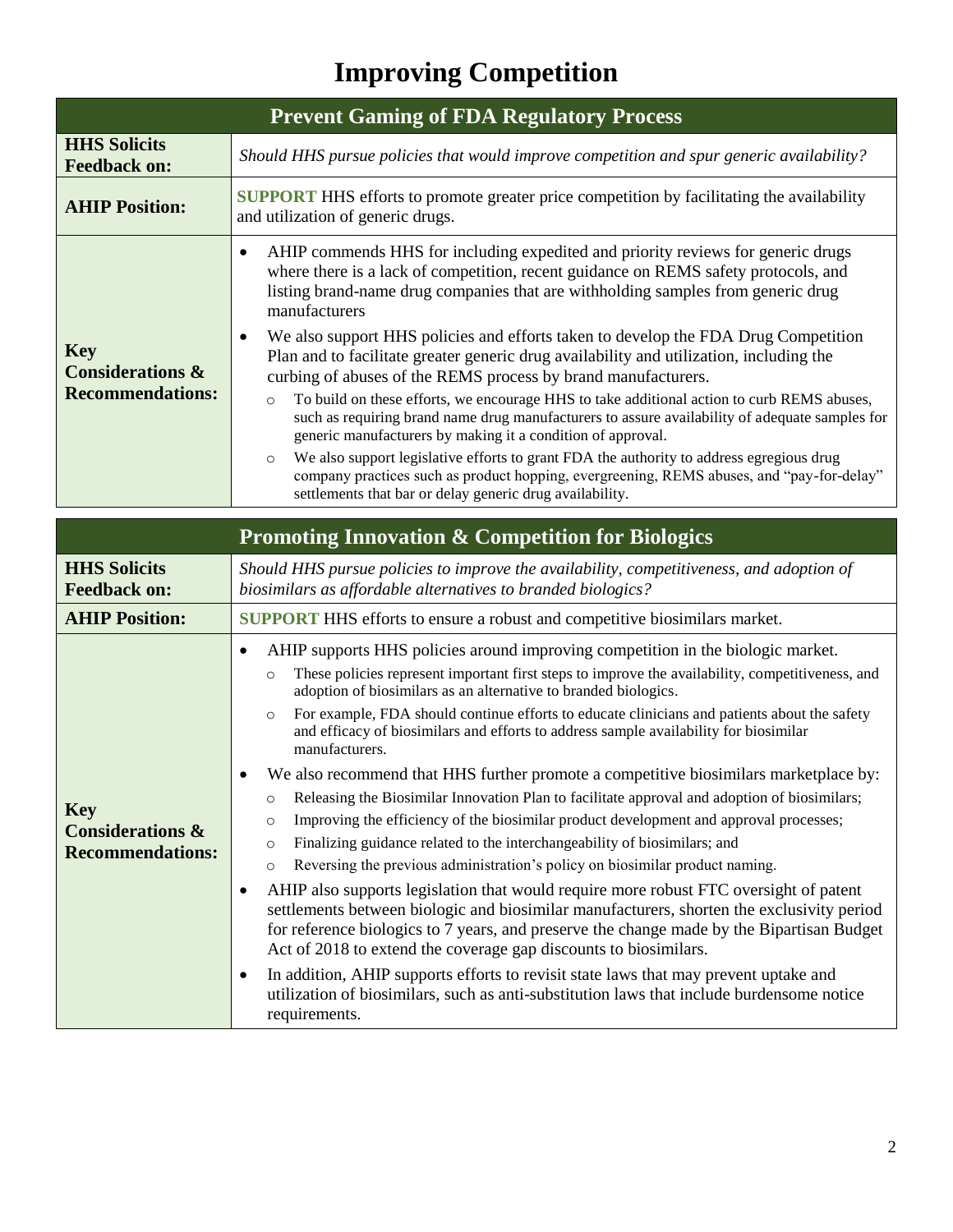# Improving Competition

| Prevent Gaming of FDA Regulatory Process | |
|---|---|
| **HHS Solicits Feedback on:** | *Should HHS pursue policies that would improve competition and spur generic availability?* |
| **AHIP Position:** | **SUPPORT** HHS efforts to promote greater price competition by facilitating the availability and utilization of generic drugs. |
| **Key Considerations & Recommendations:** | • AHIP commends HHS for including expedited and priority reviews for generic drugs where there is a lack of competition, recent guidance on REMS safety protocols, and listing brand-name drug companies that are withholding samples from generic drug manufacturers<br>• We also support HHS policies and efforts taken to develop the FDA Drug Competition Plan and to facilitate greater generic drug availability and utilization, including the curbing of abuses of the REMS process by brand manufacturers.<br>  ○ To build on these efforts, we encourage HHS to take additional action to curb REMS abuses, such as requiring brand name drug manufacturers to assure availability of adequate samples for generic manufacturers by making it a condition of approval.<br>  ○ We also support legislative efforts to grant FDA the authority to address egregious drug company practices such as product hopping, evergreening, REMS abuses, and "pay-for-delay" settlements that bar or delay generic drug availability. |

| Promoting Innovation & Competition for Biologics | |
|---|---|
| **HHS Solicits Feedback on:** | *Should HHS pursue policies to improve the availability, competitiveness, and adoption of biosimilars as affordable alternatives to branded biologics?* |
| **AHIP Position:** | **SUPPORT** HHS efforts to ensure a robust and competitive biosimilars market. |
| **Key Considerations & Recommendations:** | • AHIP supports HHS policies around improving competition in the biologic market.<br>  ○ These policies represent important first steps to improve the availability, competitiveness, and adoption of biosimilars as an alternative to branded biologics.<br>  ○ For example, FDA should continue efforts to educate clinicians and patients about the safety and efficacy of biosimilars and efforts to address sample availability for biosimilar manufacturers.<br>• We also recommend that HHS further promote a competitive biosimilars marketplace by:<br>  ○ Releasing the Biosimilar Innovation Plan to facilitate approval and adoption of biosimilars;<br>  ○ Improving the efficiency of the biosimilar product development and approval processes;<br>  ○ Finalizing guidance related to the interchangeability of biosimilars; and<br>  ○ Reversing the previous administration's policy on biosimilar product naming.<br>• AHIP also supports legislation that would require more robust FTC oversight of patent settlements between biologic and biosimilar manufacturers, shorten the exclusivity period for reference biologics to 7 years, and preserve the change made by the Bipartisan Budget Act of 2018 to extend the coverage gap discounts to biosimilars.<br>• In addition, AHIP supports efforts to revisit state laws that may prevent uptake and utilization of biosimilars, such as anti-substitution laws that include burdensome notice requirements. |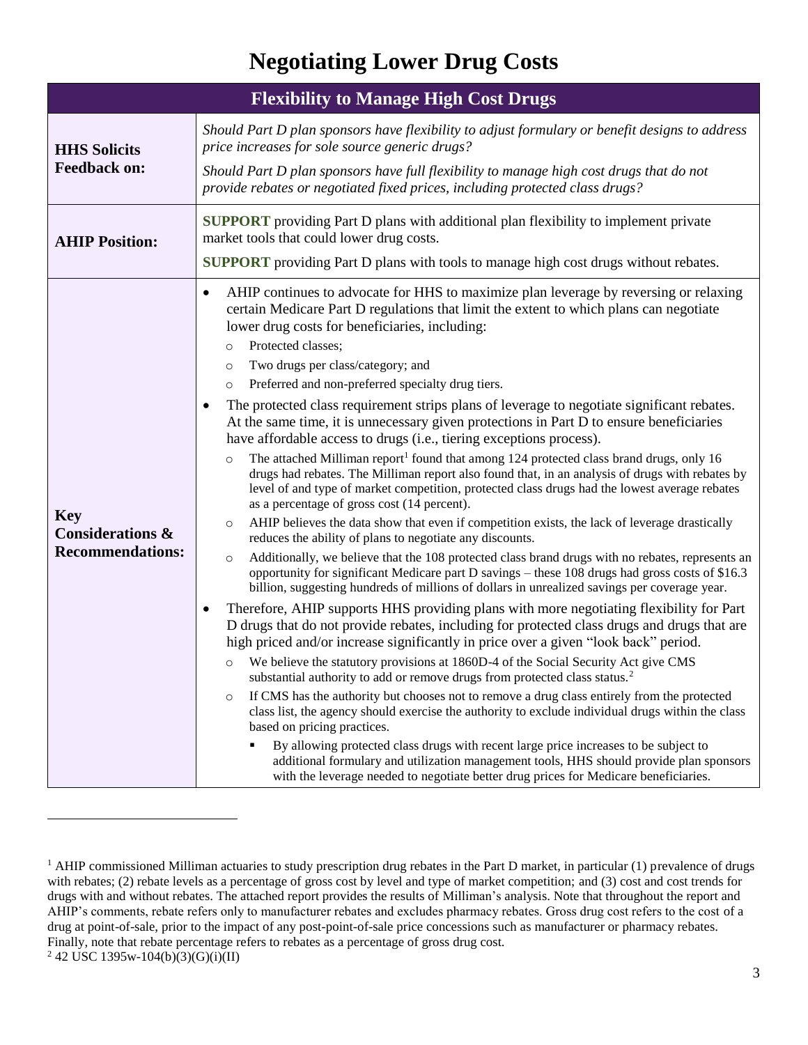# Negotiating Lower Drug Costs

| Flexibility to Manage High Cost Drugs | |
|---|---|
| **HHS Solicits Feedback on:** | *Should Part D plan sponsors have flexibility to adjust formulary or benefit designs to address price increases for sole source generic drugs?*<br><br>*Should Part D plan sponsors have full flexibility to manage high cost drugs that do not provide rebates or negotiated fixed prices, including protected class drugs?* |
| **AHIP Position:** | **SUPPORT** providing Part D plans with additional plan flexibility to implement private market tools that could lower drug costs.<br><br>**SUPPORT** providing Part D plans with tools to manage high cost drugs without rebates. |
| **Key Considerations & Recommendations:** | • AHIP continues to advocate for HHS to maximize plan leverage by reversing or relaxing certain Medicare Part D regulations that limit the extent to which plans can negotiate lower drug costs for beneficiaries, including:<br>&nbsp;&nbsp;&nbsp;&nbsp;○ Protected classes;<br>&nbsp;&nbsp;&nbsp;&nbsp;○ Two drugs per class/category; and<br>&nbsp;&nbsp;&nbsp;&nbsp;○ Preferred and non-preferred specialty drug tiers.<br>• The protected class requirement strips plans of leverage to negotiate significant rebates. At the same time, it is unnecessary given protections in Part D to ensure beneficiaries have affordable access to drugs (i.e., tiering exceptions process).<br>&nbsp;&nbsp;&nbsp;&nbsp;○ The attached Milliman report[1] found that among 124 protected class brand drugs, only 16 drugs had rebates. The Milliman report also found that, in an analysis of drugs with rebates by level of and type of market competition, protected class drugs had the lowest average rebates as a percentage of gross cost (14 percent).<br>&nbsp;&nbsp;&nbsp;&nbsp;○ AHIP believes the data show that even if competition exists, the lack of leverage drastically reduces the ability of plans to negotiate any discounts.<br>&nbsp;&nbsp;&nbsp;&nbsp;○ Additionally, we believe that the 108 protected class brand drugs with no rebates, represents an opportunity for significant Medicare part D savings – these 108 drugs had gross costs of $16.3 billion, suggesting hundreds of millions of dollars in unrealized savings per coverage year.<br>• Therefore, AHIP supports HHS providing plans with more negotiating flexibility for Part D drugs that do not provide rebates, including for protected class drugs and drugs that are high priced and/or increase significantly in price over a given "look back" period.<br>&nbsp;&nbsp;&nbsp;&nbsp;○ We believe the statutory provisions at 1860D-4 of the Social Security Act give CMS substantial authority to add or remove drugs from protected class status.[2]<br>&nbsp;&nbsp;&nbsp;&nbsp;○ If CMS has the authority but chooses not to remove a drug class entirely from the protected class list, the agency should exercise the authority to exclude individual drugs within the class based on pricing practices.<br>&nbsp;&nbsp;&nbsp;&nbsp;&nbsp;&nbsp;&nbsp;&nbsp;▪ By allowing protected class drugs with recent large price increases to be subject to additional formulary and utilization management tools, HHS should provide plan sponsors with the leverage needed to negotiate better drug prices for Medicare beneficiaries. |

[1] AHIP commissioned Milliman actuaries to study prescription drug rebates in the Part D market, in particular (1) prevalence of drugs with rebates; (2) rebate levels as a percentage of gross cost by level and type of market competition; and (3) cost and cost trends for drugs with and without rebates. The attached report provides the results of Milliman's analysis. Note that throughout the report and AHIP's comments, rebate refers only to manufacturer rebates and excludes pharmacy rebates. Gross drug cost refers to the cost of a drug at point-of-sale, prior to the impact of any post-point-of-sale price concessions such as manufacturer or pharmacy rebates. Finally, note that rebate percentage refers to rebates as a percentage of gross drug cost.

[2] 42 USC 1395w-104(b)(3)(G)(i)(II)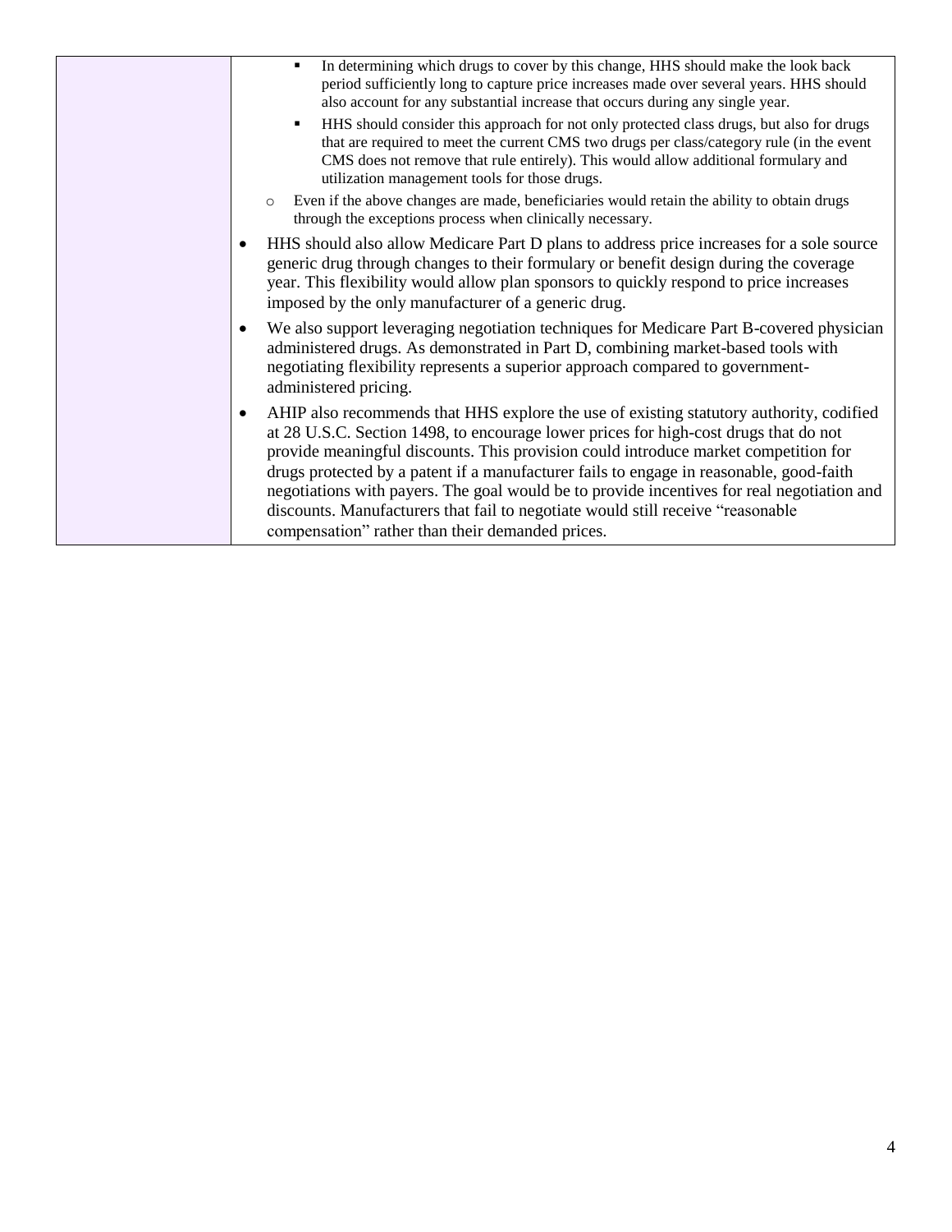| | - In determining which drugs to cover by this change, HHS should make the look back period sufficiently long to capture price increases made over several years. HHS should also account for any substantial increase that occurs during any single year.<br>- HHS should consider this approach for not only protected class drugs, but also for drugs that are required to meet the current CMS two drugs per class/category rule (in the event CMS does not remove that rule entirely). This would allow additional formulary and utilization management tools for those drugs.<br>- Even if the above changes are made, beneficiaries would retain the ability to obtain drugs through the exceptions process when clinically necessary.<br>- HHS should also allow Medicare Part D plans to address price increases for a sole source generic drug through changes to their formulary or benefit design during the coverage year. This flexibility would allow plan sponsors to quickly respond to price increases imposed by the only manufacturer of a generic drug.<br>- We also support leveraging negotiation techniques for Medicare Part B-covered physician administered drugs. As demonstrated in Part D, combining market-based tools with negotiating flexibility represents a superior approach compared to government-administered pricing.<br>- AHIP also recommends that HHS explore the use of existing statutory authority, codified at 28 U.S.C. Section 1498, to encourage lower prices for high-cost drugs that do not provide meaningful discounts. This provision could introduce market competition for drugs protected by a patent if a manufacturer fails to engage in reasonable, good-faith negotiations with payers. The goal would be to provide incentives for real negotiation and discounts. Manufacturers that fail to negotiate would still receive "reasonable compensation" rather than their demanded prices. |
|---|---|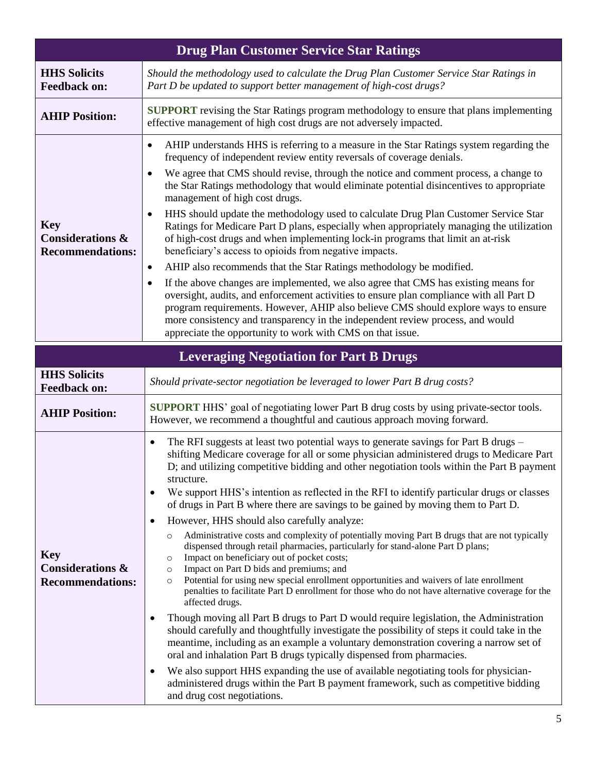| Drug Plan Customer Service Star Ratings | |
|---|---|
| **HHS Solicits Feedback on:** | *Should the methodology used to calculate the Drug Plan Customer Service Star Ratings in Part D be updated to support better management of high-cost drugs?* |
| **AHIP Position:** | **SUPPORT** revising the Star Ratings program methodology to ensure that plans implementing effective management of high cost drugs are not adversely impacted. |
| **Key Considerations & Recommendations:** | • AHIP understands HHS is referring to a measure in the Star Ratings system regarding the frequency of independent review entity reversals of coverage denials.<br>• We agree that CMS should revise, through the notice and comment process, a change to the Star Ratings methodology that would eliminate potential disincentives to appropriate management of high cost drugs.<br>• HHS should update the methodology used to calculate Drug Plan Customer Service Star Ratings for Medicare Part D plans, especially when appropriately managing the utilization of high-cost drugs and when implementing lock-in programs that limit an at-risk beneficiary's access to opioids from negative impacts.<br>• AHIP also recommends that the Star Ratings methodology be modified.<br>• If the above changes are implemented, we also agree that CMS has existing means for oversight, audits, and enforcement activities to ensure plan compliance with all Part D program requirements. However, AHIP also believe CMS should explore ways to ensure more consistency and transparency in the independent review process, and would appreciate the opportunity to work with CMS on that issue. |

| Leveraging Negotiation for Part B Drugs | |
|---|---|
| **HHS Solicits Feedback on:** | *Should private-sector negotiation be leveraged to lower Part B drug costs?* |
| **AHIP Position:** | **SUPPORT** HHS' goal of negotiating lower Part B drug costs by using private-sector tools. However, we recommend a thoughtful and cautious approach moving forward. |
| **Key Considerations & Recommendations:** | • The RFI suggests at least two potential ways to generate savings for Part B drugs – shifting Medicare coverage for all or some physician administered drugs to Medicare Part D; and utilizing competitive bidding and other negotiation tools within the Part B payment structure.<br>• We support HHS's intention as reflected in the RFI to identify particular drugs or classes of drugs in Part B where there are savings to be gained by moving them to Part D.<br>• However, HHS should also carefully analyze:<br>  ○ Administrative costs and complexity of potentially moving Part B drugs that are not typically dispensed through retail pharmacies, particularly for stand-alone Part D plans;<br>  ○ Impact on beneficiary out of pocket costs;<br>  ○ Impact on Part D bids and premiums; and<br>  ○ Potential for using new special enrollment opportunities and waivers of late enrollment penalties to facilitate Part D enrollment for those who do not have alternative coverage for the affected drugs.<br>• Though moving all Part B drugs to Part D would require legislation, the Administration should carefully and thoughtfully investigate the possibility of steps it could take in the meantime, including as an example a voluntary demonstration covering a narrow set of oral and inhalation Part B drugs typically dispensed from pharmacies.<br>• We also support HHS expanding the use of available negotiating tools for physician-administered drugs within the Part B payment framework, such as competitive bidding and drug cost negotiations. |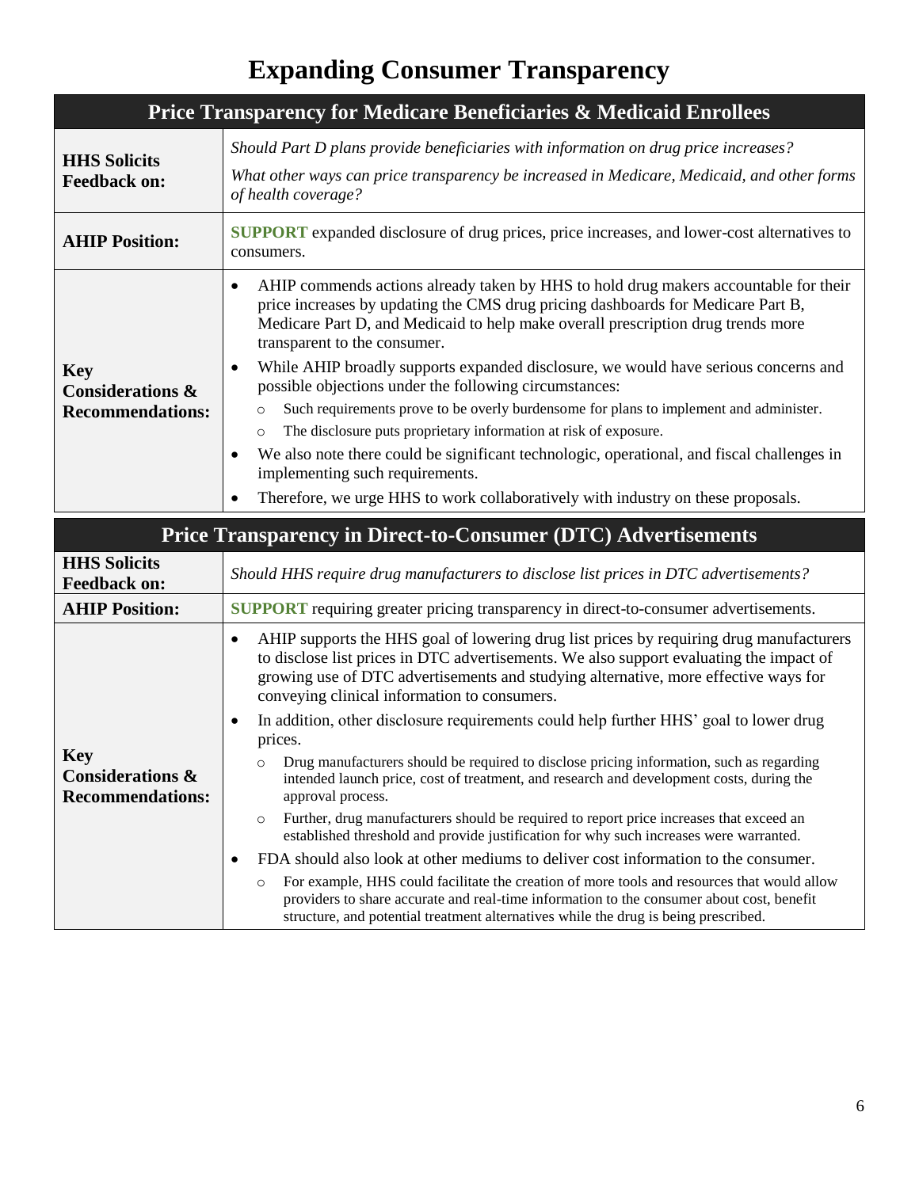# Expanding Consumer Transparency

## Price Transparency for Medicare Beneficiaries & Medicaid Enrollees

| | |
|---|---|
| **HHS Solicits Feedback on:** | *Should Part D plans provide beneficiaries with information on drug price increases?*<br><br>*What other ways can price transparency be increased in Medicare, Medicaid, and other forms of health coverage?* |
| **AHIP Position:** | **SUPPORT** expanded disclosure of drug prices, price increases, and lower-cost alternatives to consumers. |
| **Key Considerations & Recommendations:** | • AHIP commends actions already taken by HHS to hold drug makers accountable for their price increases by updating the CMS drug pricing dashboards for Medicare Part B, Medicare Part D, and Medicaid to help make overall prescription drug trends more transparent to the consumer.<br>• While AHIP broadly supports expanded disclosure, we would have serious concerns and possible objections under the following circumstances:<br>  ○ Such requirements prove to be overly burdensome for plans to implement and administer.<br>  ○ The disclosure puts proprietary information at risk of exposure.<br>• We also note there could be significant technologic, operational, and fiscal challenges in implementing such requirements.<br>• Therefore, we urge HHS to work collaboratively with industry on these proposals. |

## Price Transparency in Direct-to-Consumer (DTC) Advertisements

| | |
|---|---|
| **HHS Solicits Feedback on:** | *Should HHS require drug manufacturers to disclose list prices in DTC advertisements?* |
| **AHIP Position:** | **SUPPORT** requiring greater pricing transparency in direct-to-consumer advertisements. |
| **Key Considerations & Recommendations:** | • AHIP supports the HHS goal of lowering drug list prices by requiring drug manufacturers to disclose list prices in DTC advertisements. We also support evaluating the impact of growing use of DTC advertisements and studying alternative, more effective ways for conveying clinical information to consumers.<br>• In addition, other disclosure requirements could help further HHS' goal to lower drug prices.<br>  ○ Drug manufacturers should be required to disclose pricing information, such as regarding intended launch price, cost of treatment, and research and development costs, during the approval process.<br>  ○ Further, drug manufacturers should be required to report price increases that exceed an established threshold and provide justification for why such increases were warranted.<br>• FDA should also look at other mediums to deliver cost information to the consumer.<br>  ○ For example, HHS could facilitate the creation of more tools and resources that would allow providers to share accurate and real-time information to the consumer about cost, benefit structure, and potential treatment alternatives while the drug is being prescribed. |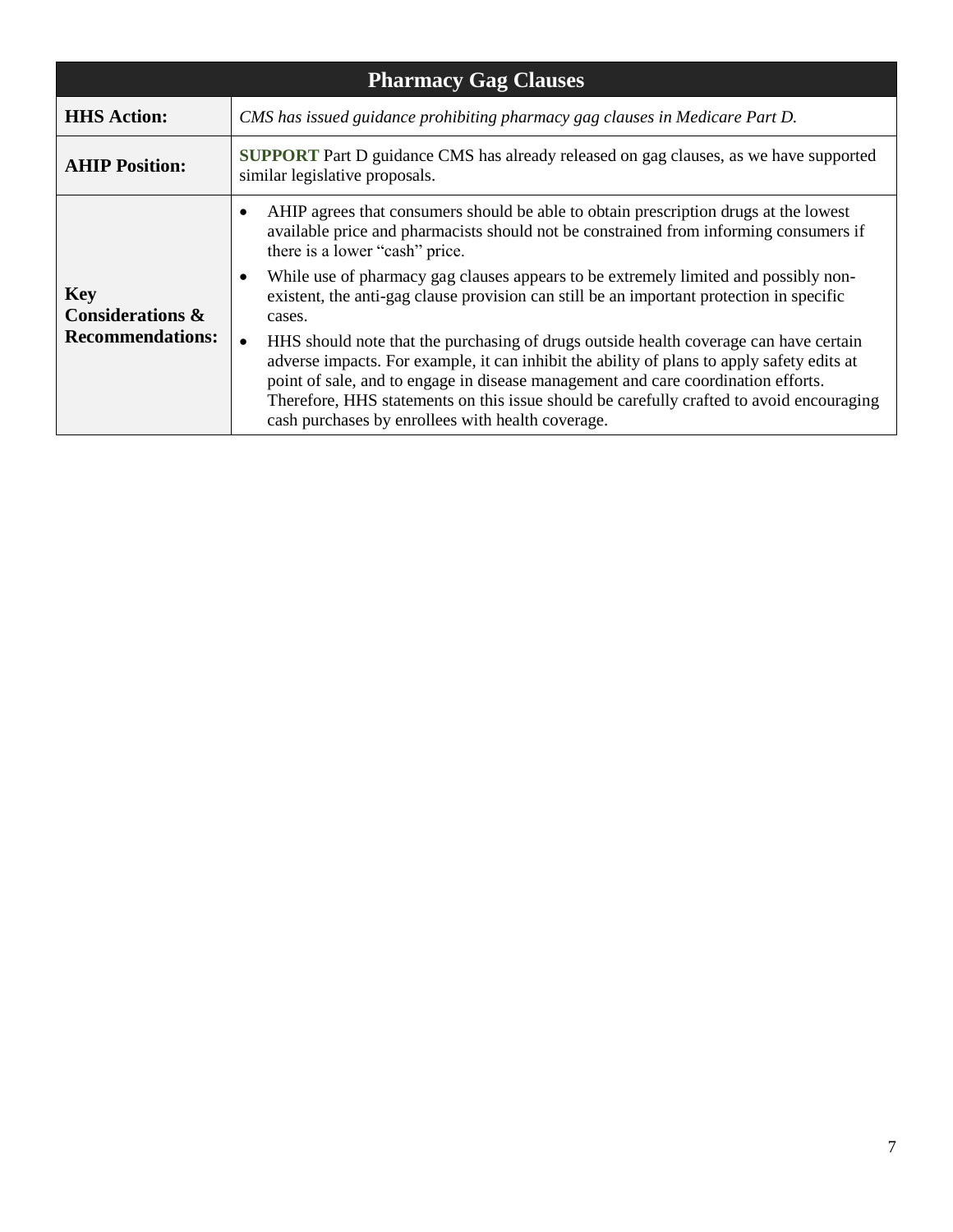| Pharmacy Gag Clauses | |
|---|---|
| **HHS Action:** | *CMS has issued guidance prohibiting pharmacy gag clauses in Medicare Part D.* |
| **AHIP Position:** | **SUPPORT** Part D guidance CMS has already released on gag clauses, as we have supported similar legislative proposals. |
| **Key Considerations & Recommendations:** | • AHIP agrees that consumers should be able to obtain prescription drugs at the lowest available price and pharmacists should not be constrained from informing consumers if there is a lower "cash" price.<br>• While use of pharmacy gag clauses appears to be extremely limited and possibly non-existent, the anti-gag clause provision can still be an important protection in specific cases.<br>• HHS should note that the purchasing of drugs outside health coverage can have certain adverse impacts. For example, it can inhibit the ability of plans to apply safety edits at point of sale, and to engage in disease management and care coordination efforts. Therefore, HHS statements on this issue should be carefully crafted to avoid encouraging cash purchases by enrollees with health coverage. |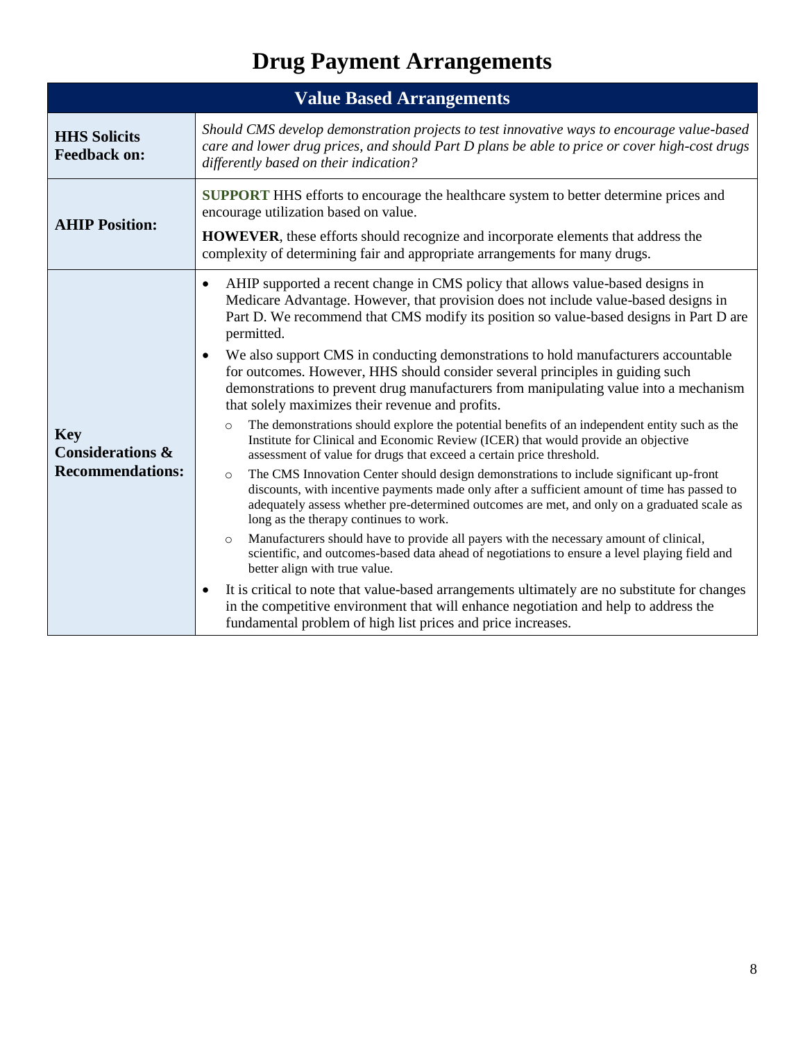# Drug Payment Arrangements

| Value Based Arrangements | |
|---|---|
| **HHS Solicits Feedback on:** | *Should CMS develop demonstration projects to test innovative ways to encourage value-based care and lower drug prices, and should Part D plans be able to price or cover high-cost drugs differently based on their indication?* |
| **AHIP Position:** | **SUPPORT** HHS efforts to encourage the healthcare system to better determine prices and encourage utilization based on value.<br><br>**HOWEVER**, these efforts should recognize and incorporate elements that address the complexity of determining fair and appropriate arrangements for many drugs. |
| **Key Considerations & Recommendations:** | • AHIP supported a recent change in CMS policy that allows value-based designs in Medicare Advantage. However, that provision does not include value-based designs in Part D. We recommend that CMS modify its position so value-based designs in Part D are permitted.<br>• We also support CMS in conducting demonstrations to hold manufacturers accountable for outcomes. However, HHS should consider several principles in guiding such demonstrations to prevent drug manufacturers from manipulating value into a mechanism that solely maximizes their revenue and profits.<br>&nbsp;&nbsp;&nbsp;&nbsp;○ The demonstrations should explore the potential benefits of an independent entity such as the Institute for Clinical and Economic Review (ICER) that would provide an objective assessment of value for drugs that exceed a certain price threshold.<br>&nbsp;&nbsp;&nbsp;&nbsp;○ The CMS Innovation Center should design demonstrations to include significant up-front discounts, with incentive payments made only after a sufficient amount of time has passed to adequately assess whether pre-determined outcomes are met, and only on a graduated scale as long as the therapy continues to work.<br>&nbsp;&nbsp;&nbsp;&nbsp;○ Manufacturers should have to provide all payers with the necessary amount of clinical, scientific, and outcomes-based data ahead of negotiations to ensure a level playing field and better align with true value.<br>• It is critical to note that value-based arrangements ultimately are no substitute for changes in the competitive environment that will enhance negotiation and help to address the fundamental problem of high list prices and price increases. |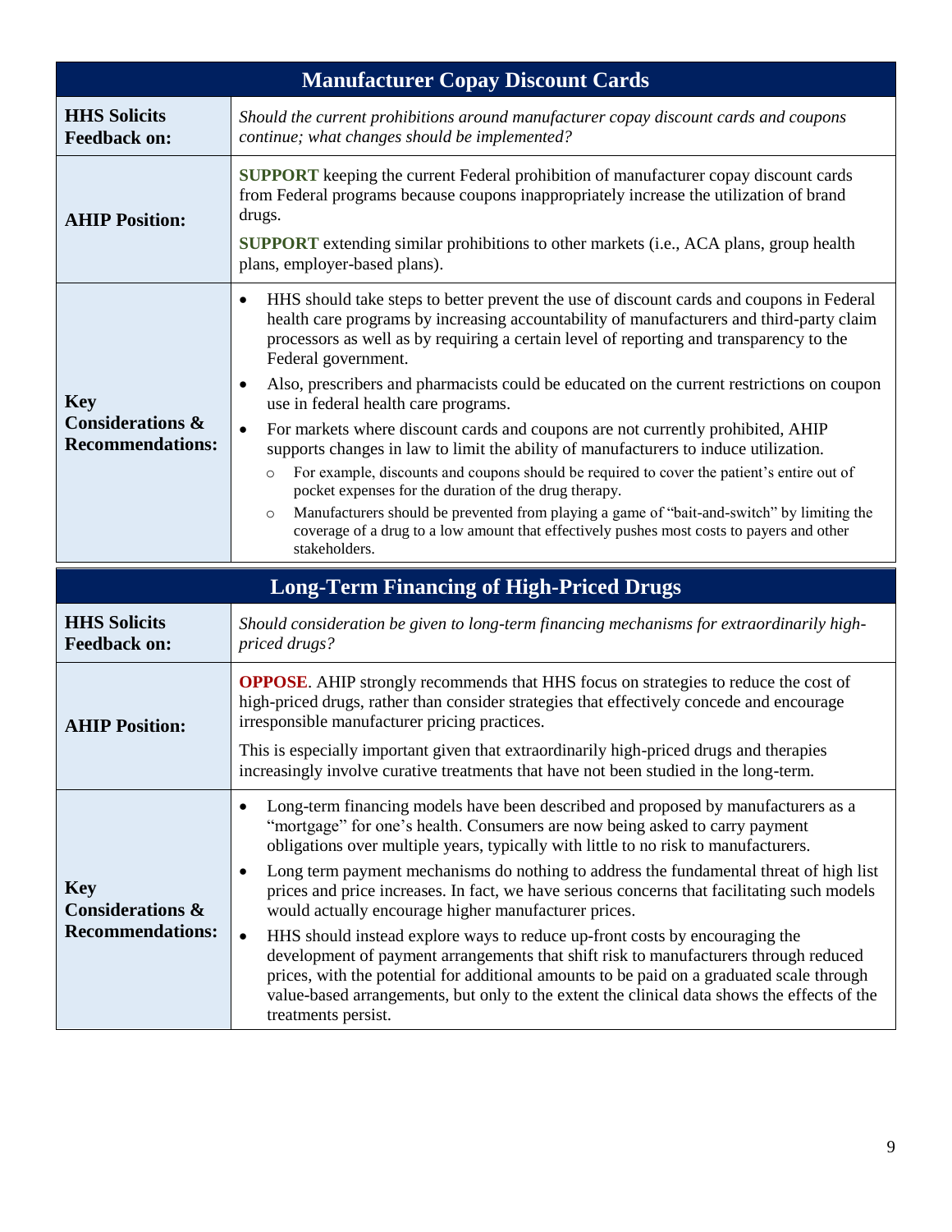| Manufacturer Copay Discount Cards | |
|---|---|
| **HHS Solicits Feedback on:** | *Should the current prohibitions around manufacturer copay discount cards and coupons continue; what changes should be implemented?* |
| **AHIP Position:** | **SUPPORT** keeping the current Federal prohibition of manufacturer copay discount cards from Federal programs because coupons inappropriately increase the utilization of brand drugs.<br><br>**SUPPORT** extending similar prohibitions to other markets (i.e., ACA plans, group health plans, employer-based plans). |
| **Key Considerations & Recommendations:** | • HHS should take steps to better prevent the use of discount cards and coupons in Federal health care programs by increasing accountability of manufacturers and third-party claim processors as well as by requiring a certain level of reporting and transparency to the Federal government.<br>• Also, prescribers and pharmacists could be educated on the current restrictions on coupon use in federal health care programs.<br>• For markets where discount cards and coupons are not currently prohibited, AHIP supports changes in law to limit the ability of manufacturers to induce utilization.<br>&nbsp;&nbsp;&nbsp;&nbsp;○ For example, discounts and coupons should be required to cover the patient's entire out of pocket expenses for the duration of the drug therapy.<br>&nbsp;&nbsp;&nbsp;&nbsp;○ Manufacturers should be prevented from playing a game of "bait-and-switch" by limiting the coverage of a drug to a low amount that effectively pushes most costs to payers and other stakeholders. |

| Long-Term Financing of High-Priced Drugs | |
|---|---|
| **HHS Solicits Feedback on:** | *Should consideration be given to long-term financing mechanisms for extraordinarily high-priced drugs?* |
| **AHIP Position:** | **OPPOSE**. AHIP strongly recommends that HHS focus on strategies to reduce the cost of high-priced drugs, rather than consider strategies that effectively concede and encourage irresponsible manufacturer pricing practices.<br><br>This is especially important given that extraordinarily high-priced drugs and therapies increasingly involve curative treatments that have not been studied in the long-term. |
| **Key Considerations & Recommendations:** | • Long-term financing models have been described and proposed by manufacturers as a "mortgage" for one's health. Consumers are now being asked to carry payment obligations over multiple years, typically with little to no risk to manufacturers.<br>• Long term payment mechanisms do nothing to address the fundamental threat of high list prices and price increases. In fact, we have serious concerns that facilitating such models would actually encourage higher manufacturer prices.<br>• HHS should instead explore ways to reduce up-front costs by encouraging the development of payment arrangements that shift risk to manufacturers through reduced prices, with the potential for additional amounts to be paid on a graduated scale through value-based arrangements, but only to the extent the clinical data shows the effects of the treatments persist. |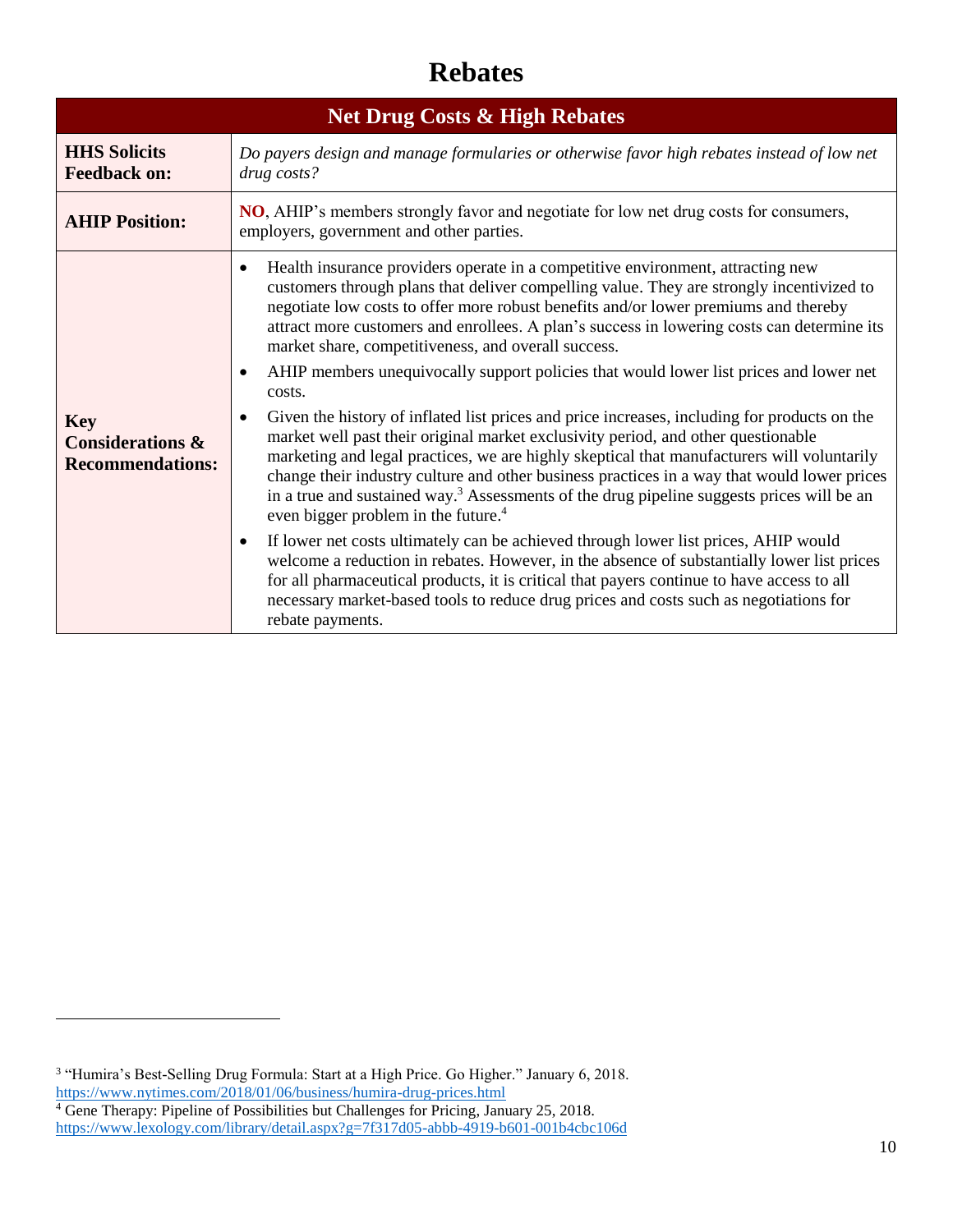# Rebates

| Net Drug Costs & High Rebates | |
|---|---|
| **HHS Solicits Feedback on:** | *Do payers design and manage formularies or otherwise favor high rebates instead of low net drug costs?* |
| **AHIP Position:** | **NO**, AHIP's members strongly favor and negotiate for low net drug costs for consumers, employers, government and other parties. |
| **Key Considerations & Recommendations:** | • Health insurance providers operate in a competitive environment, attracting new customers through plans that deliver compelling value. They are strongly incentivized to negotiate low costs to offer more robust benefits and/or lower premiums and thereby attract more customers and enrollees. A plan's success in lowering costs can determine its market share, competitiveness, and overall success.<br>• AHIP members unequivocally support policies that would lower list prices and lower net costs.<br>• Given the history of inflated list prices and price increases, including for products on the market well past their original market exclusivity period, and other questionable marketing and legal practices, we are highly skeptical that manufacturers will voluntarily change their industry culture and other business practices in a way that would lower prices in a true and sustained way.[3] Assessments of the drug pipeline suggests prices will be an even bigger problem in the future.[4]<br>• If lower net costs ultimately can be achieved through lower list prices, AHIP would welcome a reduction in rebates. However, in the absence of substantially lower list prices for all pharmaceutical products, it is critical that payers continue to have access to all necessary market-based tools to reduce drug prices and costs such as negotiations for rebate payments. |

---

[3] "Humira's Best-Selling Drug Formula: Start at a High Price. Go Higher." January 6, 2018. https://www.nytimes.com/2018/01/06/business/humira-drug-prices.html

[4] Gene Therapy: Pipeline of Possibilities but Challenges for Pricing, January 25, 2018. https://www.lexology.com/library/detail.aspx?g=7f317d05-abbb-4919-b601-001b4cbc106d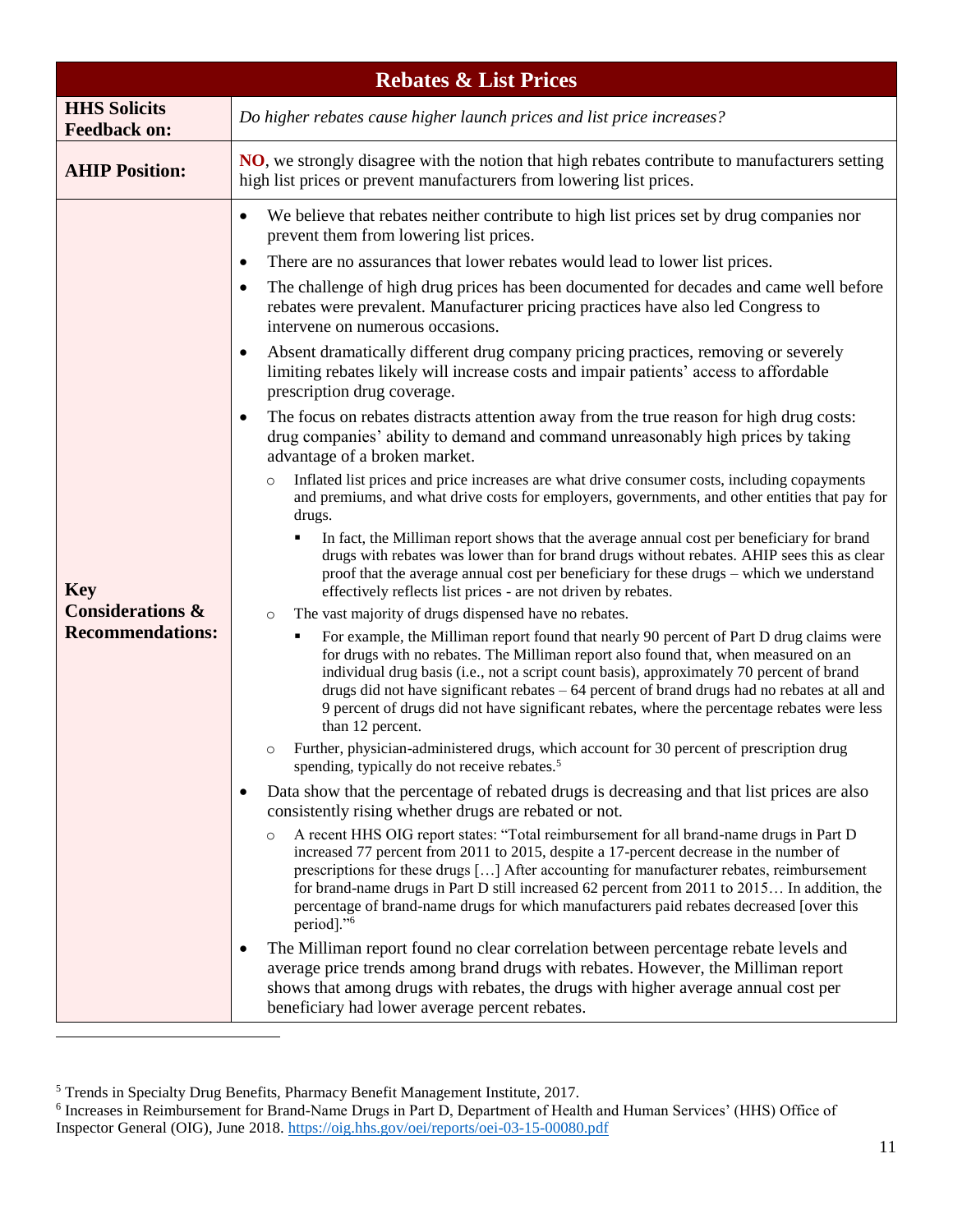| Rebates & List Prices | |
|---|---|
| **HHS Solicits Feedback on:** | *Do higher rebates cause higher launch prices and list price increases?* |
| **AHIP Position:** | **NO**, we strongly disagree with the notion that high rebates contribute to manufacturers setting high list prices or prevent manufacturers from lowering list prices. |
| **Key Considerations & Recommendations:** | • We believe that rebates neither contribute to high list prices set by drug companies nor prevent them from lowering list prices.<br>• There are no assurances that lower rebates would lead to lower list prices.<br>• The challenge of high drug prices has been documented for decades and came well before rebates were prevalent. Manufacturer pricing practices have also led Congress to intervene on numerous occasions.<br>• Absent dramatically different drug company pricing practices, removing or severely limiting rebates likely will increase costs and impair patients' access to affordable prescription drug coverage.<br>• The focus on rebates distracts attention away from the true reason for high drug costs: drug companies' ability to demand and command unreasonably high prices by taking advantage of a broken market.<br>&nbsp;&nbsp;&nbsp;&nbsp;○ Inflated list prices and price increases are what drive consumer costs, including copayments and premiums, and what drive costs for employers, governments, and other entities that pay for drugs.<br>&nbsp;&nbsp;&nbsp;&nbsp;&nbsp;&nbsp;&nbsp;&nbsp;▪ In fact, the Milliman report shows that the average annual cost per beneficiary for brand drugs with rebates was lower than for brand drugs without rebates. AHIP sees this as clear proof that the average annual cost per beneficiary for these drugs – which we understand effectively reflects list prices - are not driven by rebates.<br>&nbsp;&nbsp;&nbsp;&nbsp;○ The vast majority of drugs dispensed have no rebates.<br>&nbsp;&nbsp;&nbsp;&nbsp;&nbsp;&nbsp;&nbsp;&nbsp;▪ For example, the Milliman report found that nearly 90 percent of Part D drug claims were for drugs with no rebates. The Milliman report also found that, when measured on an individual drug basis (i.e., not a script count basis), approximately 70 percent of brand drugs did not have significant rebates – 64 percent of brand drugs had no rebates at all and 9 percent of drugs did not have significant rebates, where the percentage rebates were less than 12 percent.<br>&nbsp;&nbsp;&nbsp;&nbsp;○ Further, physician-administered drugs, which account for 30 percent of prescription drug spending, typically do not receive rebates.[5]<br>• Data show that the percentage of rebated drugs is decreasing and that list prices are also consistently rising whether drugs are rebated or not.<br>&nbsp;&nbsp;&nbsp;&nbsp;○ A recent HHS OIG report states: "Total reimbursement for all brand-name drugs in Part D increased 77 percent from 2011 to 2015, despite a 17-percent decrease in the number of prescriptions for these drugs […] After accounting for manufacturer rebates, reimbursement for brand-name drugs in Part D still increased 62 percent from 2011 to 2015… In addition, the percentage of brand-name drugs for which manufacturers paid rebates decreased [over this period]."[6]<br>• The Milliman report found no clear correlation between percentage rebate levels and average price trends among brand drugs with rebates. However, the Milliman report shows that among drugs with rebates, the drugs with higher average annual cost per beneficiary had lower average percent rebates. |

[5] Trends in Specialty Drug Benefits, Pharmacy Benefit Management Institute, 2017.

[6] Increases in Reimbursement for Brand-Name Drugs in Part D, Department of Health and Human Services' (HHS) Office of Inspector General (OIG), June 2018. https://oig.hhs.gov/oei/reports/oei-03-15-00080.pdf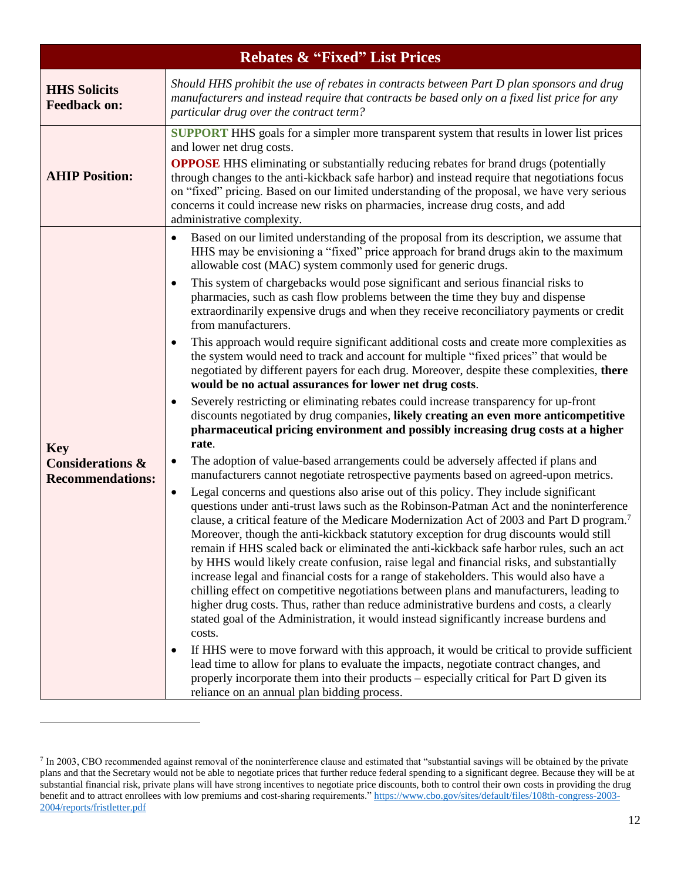| Rebates & "Fixed" List Prices | |
|---|---|
| **HHS Solicits Feedback on:** | *Should HHS prohibit the use of rebates in contracts between Part D plan sponsors and drug manufacturers and instead require that contracts be based only on a fixed list price for any particular drug over the contract term?* |
| **AHIP Position:** | **SUPPORT** HHS goals for a simpler more transparent system that results in lower list prices and lower net drug costs.<br>**OPPOSE** HHS eliminating or substantially reducing rebates for brand drugs (potentially through changes to the anti-kickback safe harbor) and instead require that negotiations focus on "fixed" pricing. Based on our limited understanding of the proposal, we have very serious concerns it could increase new risks on pharmacies, increase drug costs, and add administrative complexity. |
| **Key Considerations & Recommendations:** | • Based on our limited understanding of the proposal from its description, we assume that HHS may be envisioning a "fixed" price approach for brand drugs akin to the maximum allowable cost (MAC) system commonly used for generic drugs.<br>• This system of chargebacks would pose significant and serious financial risks to pharmacies, such as cash flow problems between the time they buy and dispense extraordinarily expensive drugs and when they receive reconciliatory payments or credit from manufacturers.<br>• This approach would require significant additional costs and create more complexities as the system would need to track and account for multiple "fixed prices" that would be negotiated by different payers for each drug. Moreover, despite these complexities, **there would be no actual assurances for lower net drug costs**.<br>• Severely restricting or eliminating rebates could increase transparency for up-front discounts negotiated by drug companies, **likely creating an even more anticompetitive pharmaceutical pricing environment and possibly increasing drug costs at a higher rate**.<br>• The adoption of value-based arrangements could be adversely affected if plans and manufacturers cannot negotiate retrospective payments based on agreed-upon metrics.<br>• Legal concerns and questions also arise out of this policy. They include significant questions under anti-trust laws such as the Robinson-Patman Act and the noninterference clause, a critical feature of the Medicare Modernization Act of 2003 and Part D program.[7] Moreover, though the anti-kickback statutory exception for drug discounts would still remain if HHS scaled back or eliminated the anti-kickback safe harbor rules, such an act by HHS would likely create confusion, raise legal and financial risks, and substantially increase legal and financial costs for a range of stakeholders. This would also have a chilling effect on competitive negotiations between plans and manufacturers, leading to higher drug costs. Thus, rather than reduce administrative burdens and costs, a clearly stated goal of the Administration, it would instead significantly increase burdens and costs.<br>• If HHS were to move forward with this approach, it would be critical to provide sufficient lead time to allow for plans to evaluate the impacts, negotiate contract changes, and properly incorporate them into their products – especially critical for Part D given its reliance on an annual plan bidding process. |

[7] In 2003, CBO recommended against removal of the noninterference clause and estimated that "substantial savings will be obtained by the private plans and that the Secretary would not be able to negotiate prices that further reduce federal spending to a significant degree. Because they will be at substantial financial risk, private plans will have strong incentives to negotiate price discounts, both to control their own costs in providing the drug benefit and to attract enrollees with low premiums and cost-sharing requirements." https://www.cbo.gov/sites/default/files/108th-congress-2003-2004/reports/fristletter.pdf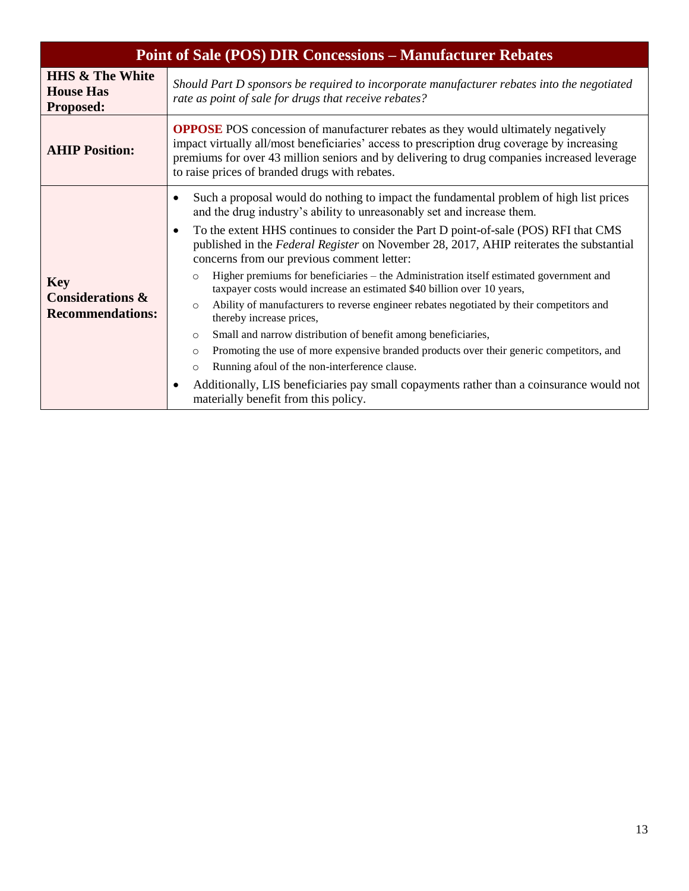| Point of Sale (POS) DIR Concessions – Manufacturer Rebates | |
|---|---|
| **HHS & The White House Has Proposed:** | *Should Part D sponsors be required to incorporate manufacturer rebates into the negotiated rate as point of sale for drugs that receive rebates?* |
| **AHIP Position:** | **OPPOSE** POS concession of manufacturer rebates as they would ultimately negatively impact virtually all/most beneficiaries' access to prescription drug coverage by increasing premiums for over 43 million seniors and by delivering to drug companies increased leverage to raise prices of branded drugs with rebates. |
| **Key Considerations & Recommendations:** | • Such a proposal would do nothing to impact the fundamental problem of high list prices and the drug industry's ability to unreasonably set and increase them.<br>• To the extent HHS continues to consider the Part D point-of-sale (POS) RFI that CMS published in the *Federal Register* on November 28, 2017, AHIP reiterates the substantial concerns from our previous comment letter:<br>    ○ Higher premiums for beneficiaries – the Administration itself estimated government and taxpayer costs would increase an estimated $40 billion over 10 years,<br>    ○ Ability of manufacturers to reverse engineer rebates negotiated by their competitors and thereby increase prices,<br>    ○ Small and narrow distribution of benefit among beneficiaries,<br>    ○ Promoting the use of more expensive branded products over their generic competitors, and<br>    ○ Running afoul of the non-interference clause.<br>• Additionally, LIS beneficiaries pay small copayments rather than a coinsurance would not materially benefit from this policy. |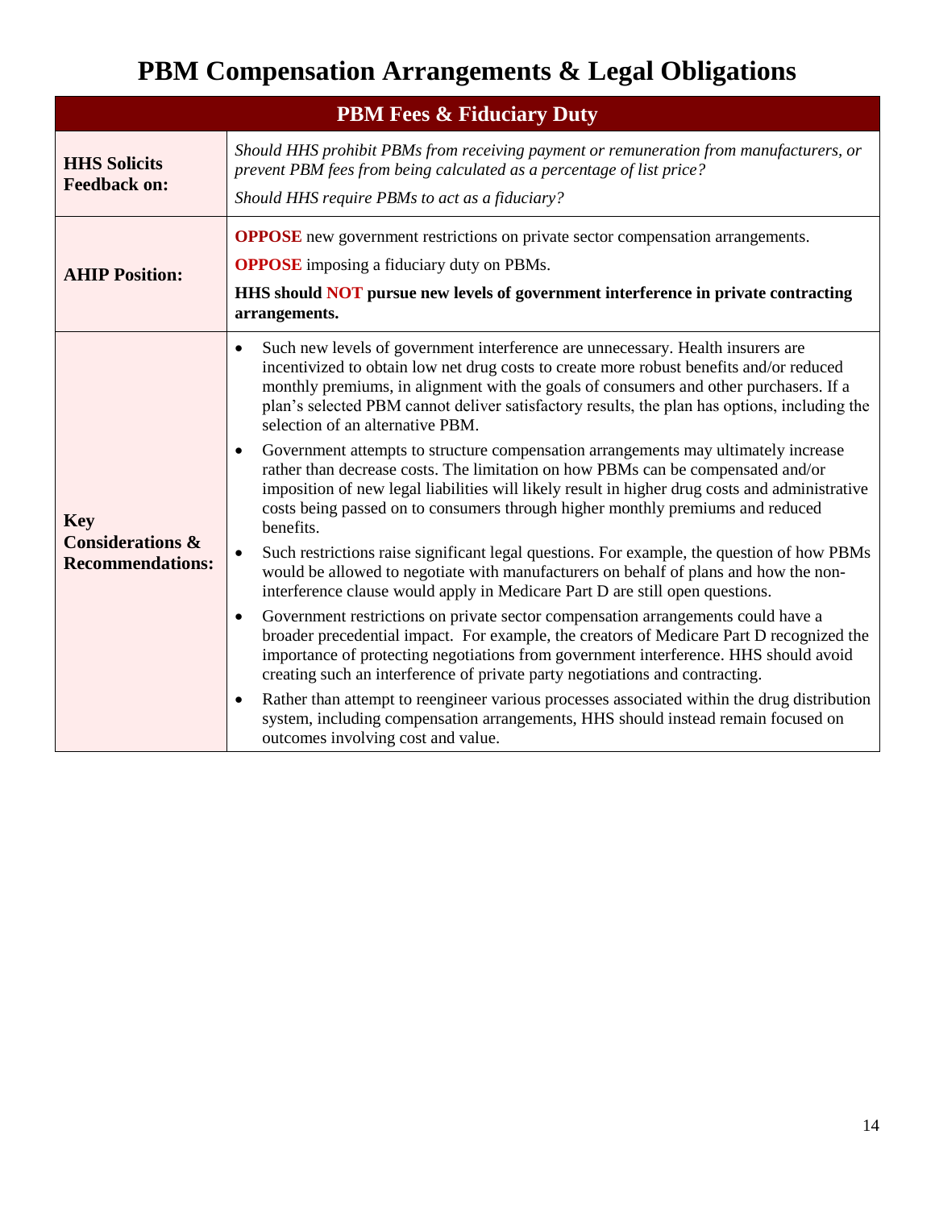# PBM Compensation Arrangements & Legal Obligations

| PBM Fees & Fiduciary Duty | |
|---|---|
| **HHS Solicits Feedback on:** | *Should HHS prohibit PBMs from receiving payment or remuneration from manufacturers, or prevent PBM fees from being calculated as a percentage of list price?*<br><br>*Should HHS require PBMs to act as a fiduciary?* |
| **AHIP Position:** | **OPPOSE** new government restrictions on private sector compensation arrangements.<br><br>**OPPOSE** imposing a fiduciary duty on PBMs.<br><br>**HHS should NOT pursue new levels of government interference in private contracting arrangements.** |
| **Key Considerations & Recommendations:** | • Such new levels of government interference are unnecessary. Health insurers are incentivized to obtain low net drug costs to create more robust benefits and/or reduced monthly premiums, in alignment with the goals of consumers and other purchasers. If a plan's selected PBM cannot deliver satisfactory results, the plan has options, including the selection of an alternative PBM.<br><br>• Government attempts to structure compensation arrangements may ultimately increase rather than decrease costs. The limitation on how PBMs can be compensated and/or imposition of new legal liabilities will likely result in higher drug costs and administrative costs being passed on to consumers through higher monthly premiums and reduced benefits.<br><br>• Such restrictions raise significant legal questions. For example, the question of how PBMs would be allowed to negotiate with manufacturers on behalf of plans and how the non-interference clause would apply in Medicare Part D are still open questions.<br><br>• Government restrictions on private sector compensation arrangements could have a broader precedential impact. For example, the creators of Medicare Part D recognized the importance of protecting negotiations from government interference. HHS should avoid creating such an interference of private party negotiations and contracting.<br><br>• Rather than attempt to reengineer various processes associated within the drug distribution system, including compensation arrangements, HHS should instead remain focused on outcomes involving cost and value. |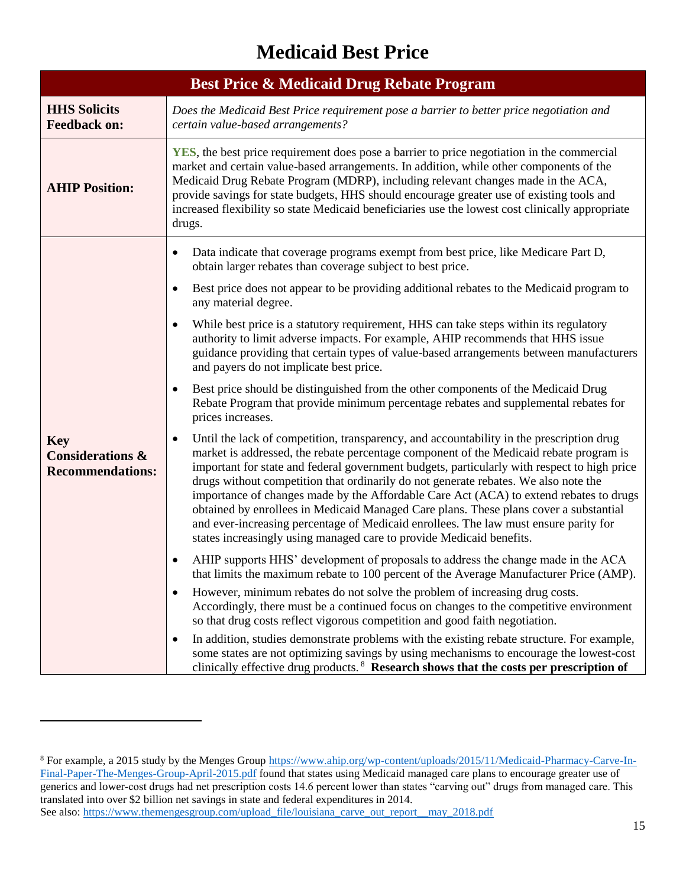# Medicaid Best Price

| Best Price & Medicaid Drug Rebate Program | |
|---|---|
| **HHS Solicits Feedback on:** | *Does the Medicaid Best Price requirement pose a barrier to better price negotiation and certain value-based arrangements?* |
| **AHIP Position:** | **YES**, the best price requirement does pose a barrier to price negotiation in the commercial market and certain value-based arrangements. In addition, while other components of the Medicaid Drug Rebate Program (MDRP), including relevant changes made in the ACA, provide savings for state budgets, HHS should encourage greater use of existing tools and increased flexibility so state Medicaid beneficiaries use the lowest cost clinically appropriate drugs. |
| **Key Considerations & Recommendations:** | • Data indicate that coverage programs exempt from best price, like Medicare Part D, obtain larger rebates than coverage subject to best price.<br>• Best price does not appear to be providing additional rebates to the Medicaid program to any material degree.<br>• While best price is a statutory requirement, HHS can take steps within its regulatory authority to limit adverse impacts. For example, AHIP recommends that HHS issue guidance providing that certain types of value-based arrangements between manufacturers and payers do not implicate best price.<br>• Best price should be distinguished from the other components of the Medicaid Drug Rebate Program that provide minimum percentage rebates and supplemental rebates for prices increases.<br>• Until the lack of competition, transparency, and accountability in the prescription drug market is addressed, the rebate percentage component of the Medicaid rebate program is important for state and federal government budgets, particularly with respect to high price drugs without competition that ordinarily do not generate rebates. We also note the importance of changes made by the Affordable Care Act (ACA) to extend rebates to drugs obtained by enrollees in Medicaid Managed Care plans. These plans cover a substantial and ever-increasing percentage of Medicaid enrollees. The law must ensure parity for states increasingly using managed care to provide Medicaid benefits.<br>• AHIP supports HHS' development of proposals to address the change made in the ACA that limits the maximum rebate to 100 percent of the Average Manufacturer Price (AMP).<br>• However, minimum rebates do not solve the problem of increasing drug costs. Accordingly, there must be a continued focus on changes to the competitive environment so that drug costs reflect vigorous competition and good faith negotiation.<br>• In addition, studies demonstrate problems with the existing rebate structure. For example, some states are not optimizing savings by using mechanisms to encourage the lowest-cost clinically effective drug products.[8] **Research shows that the costs per prescription of** |

[8] For example, a 2015 study by the Menges Group https://www.ahip.org/wp-content/uploads/2015/11/Medicaid-Pharmacy-Carve-In-Final-Paper-The-Menges-Group-April-2015.pdf found that states using Medicaid managed care plans to encourage greater use of generics and lower-cost drugs had net prescription costs 14.6 percent lower than states "carving out" drugs from managed care. This translated into over $2 billion net savings in state and federal expenditures in 2014.
See also: https://www.themengesgroup.com/upload_file/louisiana_carve_out_report__may_2018.pdf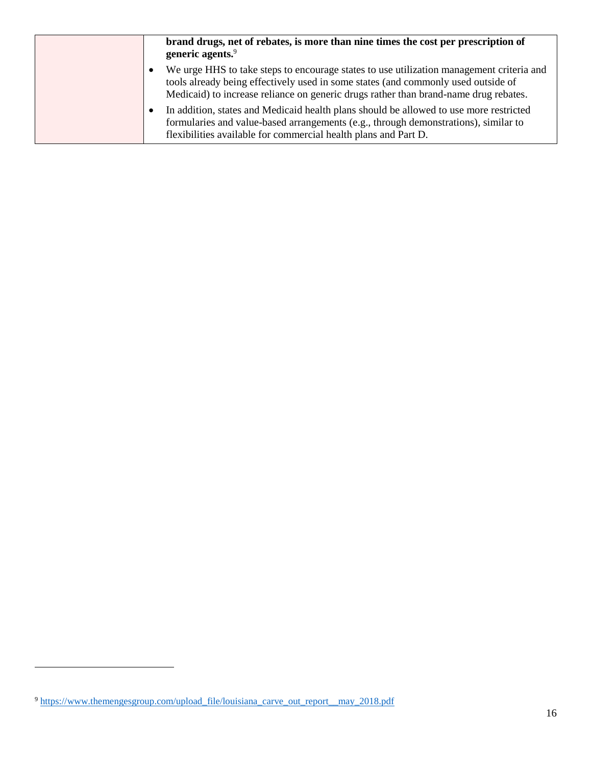| | |
|---|---|
| | **brand drugs, net of rebates, is more than nine times the cost per prescription of generic agents.**[9]<br>• We urge HHS to take steps to encourage states to use utilization management criteria and tools already being effectively used in some states (and commonly used outside of Medicaid) to increase reliance on generic drugs rather than brand-name drug rebates.<br>• In addition, states and Medicaid health plans should be allowed to use more restricted formularies and value-based arrangements (e.g., through demonstrations), similar to flexibilities available for commercial health plans and Part D. |

[9] https://www.themengesgroup.com/upload_file/louisiana_carve_out_report__may_2018.pdf